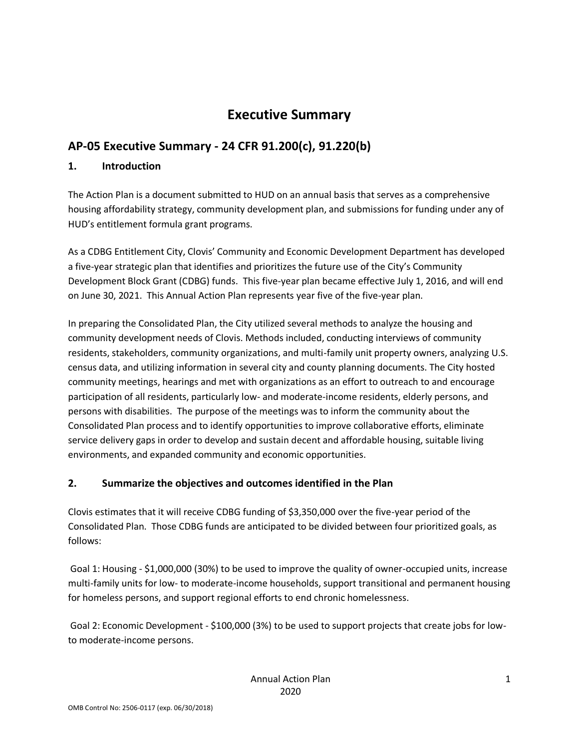# Executive Summary

## AP-05 Executive Summary - 24 CFR 91.200(c), 91.220(b)

### 1. Introduction

The Action Plan is a document submitted to HUD on an annual basis that serves as a comprehensive housing affordability strategy, community development plan, and submissions for funding under any of HUD's entitlement formula grant programs.

As a CDBG Entitlement City, Clovis' Community and Economic Development Department has developed a five-year strategic plan that identifies and prioritizes the future use of the City's Community Development Block Grant (CDBG) funds. This five-year plan became effective July 1, 2016, and will end on June 30, 2021. This Annual Action Plan represents year five of the five-year plan.

In preparing the Consolidated Plan, the City utilized several methods to analyze the housing and community development needs of Clovis. Methods included, conducting interviews of community residents, stakeholders, community organizations, and multi-family unit property owners, analyzing U.S. census data, and utilizing information in several city and county planning documents. The City hosted community meetings, hearings and met with organizations as an effort to outreach to and encourage participation of all residents, particularly low- and moderate-income residents, elderly persons, and persons with disabilities. The purpose of the meetings was to inform the community about the Consolidated Plan process and to identify opportunities to improve collaborative efforts, eliminate service delivery gaps in order to develop and sustain decent and affordable housing, suitable living environments, and expanded community and economic opportunities.

### 2. Summarize the objectives and outcomes identified in the Plan

Clovis estimates that it will receive CDBG funding of $3,350,000 over the five-year period of the Consolidated Plan. Those CDBG funds are anticipated to be divided between four prioritized goals, as follows:

Goal 1: Housing - $1,000,000 (30%) to be used to improve the quality of owner-occupied units, increase multi-family units for low- to moderate-income households, support transitional and permanent housing for homeless persons, and support regional efforts to end chronic homelessness.

Goal 2: Economic Development - $100,000 (3%) to be used to support projects that create jobs for low- to moderate-income persons.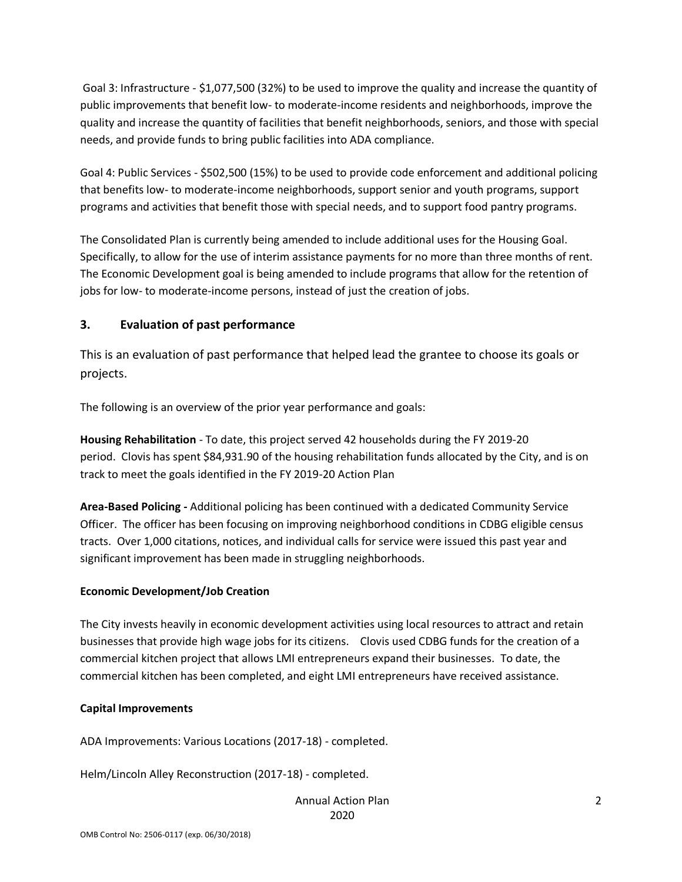Goal 3: Infrastructure - $1,077,500 (32%) to be used to improve the quality and increase the quantity of public improvements that benefit low- to moderate-income residents and neighborhoods, improve the quality and increase the quantity of facilities that benefit neighborhoods, seniors, and those with special needs, and provide funds to bring public facilities into ADA compliance.

Goal 4: Public Services - $502,500 (15%) to be used to provide code enforcement and additional policing that benefits low- to moderate-income neighborhoods, support senior and youth programs, support programs and activities that benefit those with special needs, and to support food pantry programs.

The Consolidated Plan is currently being amended to include additional uses for the Housing Goal. Specifically, to allow for the use of interim assistance payments for no more than three months of rent. The Economic Development goal is being amended to include programs that allow for the retention of jobs for low- to moderate-income persons, instead of just the creation of jobs.

## 3. Evaluation of past performance

This is an evaluation of past performance that helped lead the grantee to choose its goals or projects.

The following is an overview of the prior year performance and goals:

**Housing Rehabilitation** - To date, this project served 42 households during the FY 2019-20 period. Clovis has spent $84,931.90 of the housing rehabilitation funds allocated by the City, and is on track to meet the goals identified in the FY 2019-20 Action Plan

**Area-Based Policing -** Additional policing has been continued with a dedicated Community Service Officer. The officer has been focusing on improving neighborhood conditions in CDBG eligible census tracts. Over 1,000 citations, notices, and individual calls for service were issued this past year and significant improvement has been made in struggling neighborhoods.

**Economic Development/Job Creation**

The City invests heavily in economic development activities using local resources to attract and retain businesses that provide high wage jobs for its citizens. Clovis used CDBG funds for the creation of a commercial kitchen project that allows LMI entrepreneurs expand their businesses. To date, the commercial kitchen has been completed, and eight LMI entrepreneurs have received assistance.

**Capital Improvements**

ADA Improvements: Various Locations (2017-18) - completed.

Helm/Lincoln Alley Reconstruction (2017-18) - completed.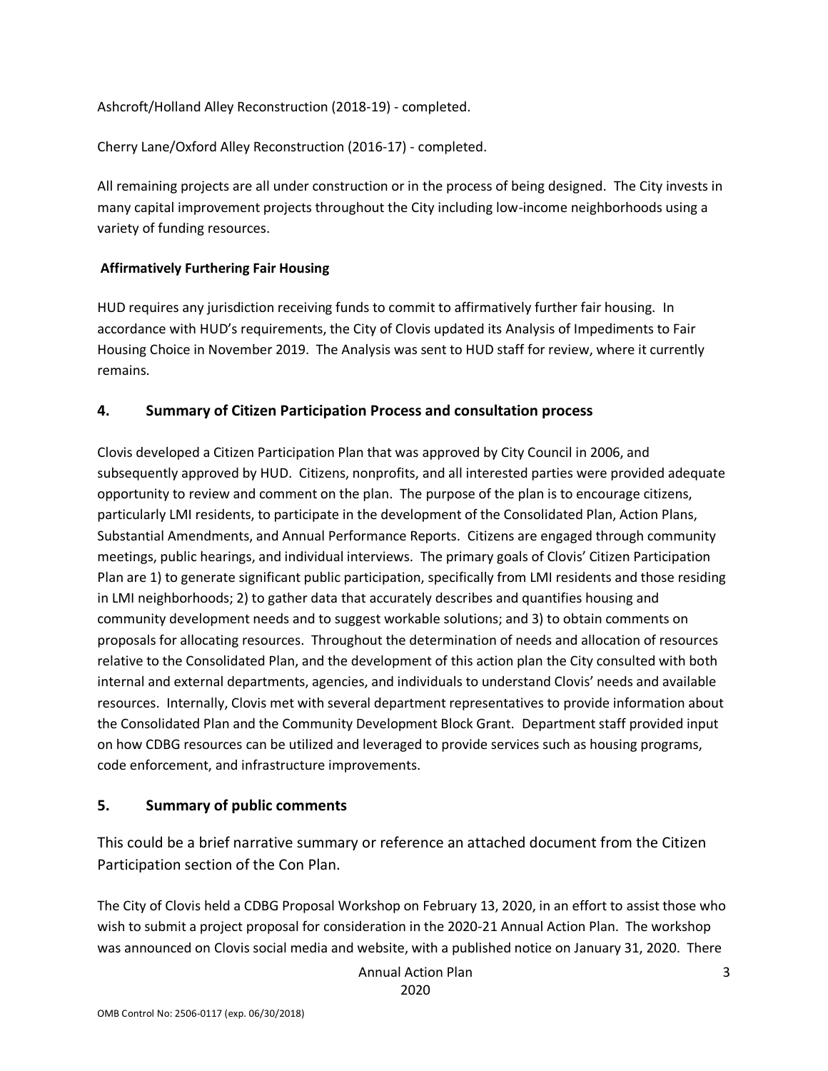Ashcroft/Holland Alley Reconstruction (2018-19) - completed.

Cherry Lane/Oxford Alley Reconstruction (2016-17) - completed.

All remaining projects are all under construction or in the process of being designed. The City invests in many capital improvement projects throughout the City including low-income neighborhoods using a variety of funding resources.

**Affirmatively Furthering Fair Housing**

HUD requires any jurisdiction receiving funds to commit to affirmatively further fair housing. In accordance with HUD's requirements, the City of Clovis updated its Analysis of Impediments to Fair Housing Choice in November 2019. The Analysis was sent to HUD staff for review, where it currently remains.

## 4. Summary of Citizen Participation Process and consultation process

Clovis developed a Citizen Participation Plan that was approved by City Council in 2006, and subsequently approved by HUD. Citizens, nonprofits, and all interested parties were provided adequate opportunity to review and comment on the plan. The purpose of the plan is to encourage citizens, particularly LMI residents, to participate in the development of the Consolidated Plan, Action Plans, Substantial Amendments, and Annual Performance Reports. Citizens are engaged through community meetings, public hearings, and individual interviews. The primary goals of Clovis' Citizen Participation Plan are 1) to generate significant public participation, specifically from LMI residents and those residing in LMI neighborhoods; 2) to gather data that accurately describes and quantifies housing and community development needs and to suggest workable solutions; and 3) to obtain comments on proposals for allocating resources. Throughout the determination of needs and allocation of resources relative to the Consolidated Plan, and the development of this action plan the City consulted with both internal and external departments, agencies, and individuals to understand Clovis' needs and available resources. Internally, Clovis met with several department representatives to provide information about the Consolidated Plan and the Community Development Block Grant. Department staff provided input on how CDBG resources can be utilized and leveraged to provide services such as housing programs, code enforcement, and infrastructure improvements.

## 5. Summary of public comments

This could be a brief narrative summary or reference an attached document from the Citizen Participation section of the Con Plan.

The City of Clovis held a CDBG Proposal Workshop on February 13, 2020, in an effort to assist those who wish to submit a project proposal for consideration in the 2020-21 Annual Action Plan. The workshop was announced on Clovis social media and website, with a published notice on January 31, 2020. There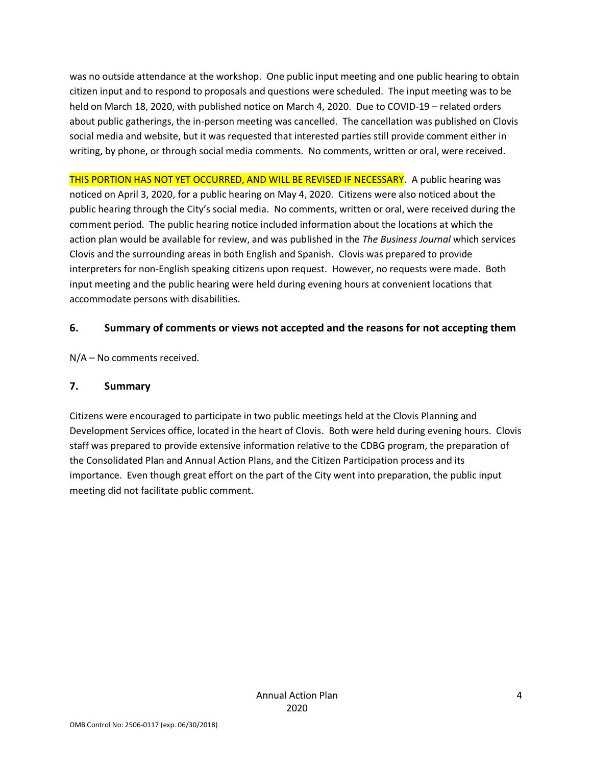was no outside attendance at the workshop. One public input meeting and one public hearing to obtain citizen input and to respond to proposals and questions were scheduled. The input meeting was to be held on March 18, 2020, with published notice on March 4, 2020. Due to COVID-19 – related orders about public gatherings, the in-person meeting was cancelled. The cancellation was published on Clovis social media and website, but it was requested that interested parties still provide comment either in writing, by phone, or through social media comments. No comments, written or oral, were received.

THIS PORTION HAS NOT YET OCCURRED, AND WILL BE REVISED IF NECESSARY. A public hearing was noticed on April 3, 2020, for a public hearing on May 4, 2020. Citizens were also noticed about the public hearing through the City's social media. No comments, written or oral, were received during the comment period. The public hearing notice included information about the locations at which the action plan would be available for review, and was published in the *The Business Journal* which services Clovis and the surrounding areas in both English and Spanish. Clovis was prepared to provide interpreters for non-English speaking citizens upon request. However, no requests were made. Both input meeting and the public hearing were held during evening hours at convenient locations that accommodate persons with disabilities.

## 6. Summary of comments or views not accepted and the reasons for not accepting them

N/A – No comments received.

## 7. Summary

Citizens were encouraged to participate in two public meetings held at the Clovis Planning and Development Services office, located in the heart of Clovis. Both were held during evening hours. Clovis staff was prepared to provide extensive information relative to the CDBG program, the preparation of the Consolidated Plan and Annual Action Plans, and the Citizen Participation process and its importance. Even though great effort on the part of the City went into preparation, the public input meeting did not facilitate public comment.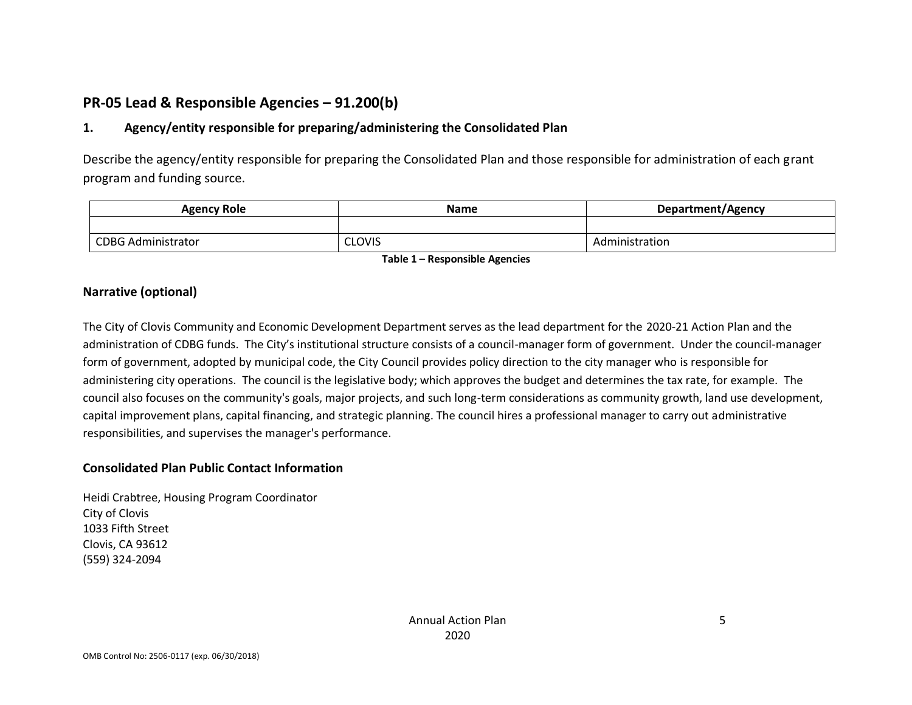## PR-05 Lead & Responsible Agencies – 91.200(b)

### 1. Agency/entity responsible for preparing/administering the Consolidated Plan

Describe the agency/entity responsible for preparing the Consolidated Plan and those responsible for administration of each grant program and funding source.

| Agency Role | Name | Department/Agency |
|---|---|---|
| | | |
| CDBG Administrator | CLOVIS | Administration |

**Table 1 – Responsible Agencies**

### Narrative (optional)

The City of Clovis Community and Economic Development Department serves as the lead department for the 2020-21 Action Plan and the administration of CDBG funds. The City's institutional structure consists of a council-manager form of government. Under the council-manager form of government, adopted by municipal code, the City Council provides policy direction to the city manager who is responsible for administering city operations. The council is the legislative body; which approves the budget and determines the tax rate, for example. The council also focuses on the community's goals, major projects, and such long-term considerations as community growth, land use development, capital improvement plans, capital financing, and strategic planning. The council hires a professional manager to carry out administrative responsibilities, and supervises the manager's performance.

### Consolidated Plan Public Contact Information

Heidi Crabtree, Housing Program Coordinator
City of Clovis
1033 Fifth Street
Clovis, CA 93612
(559) 324-2094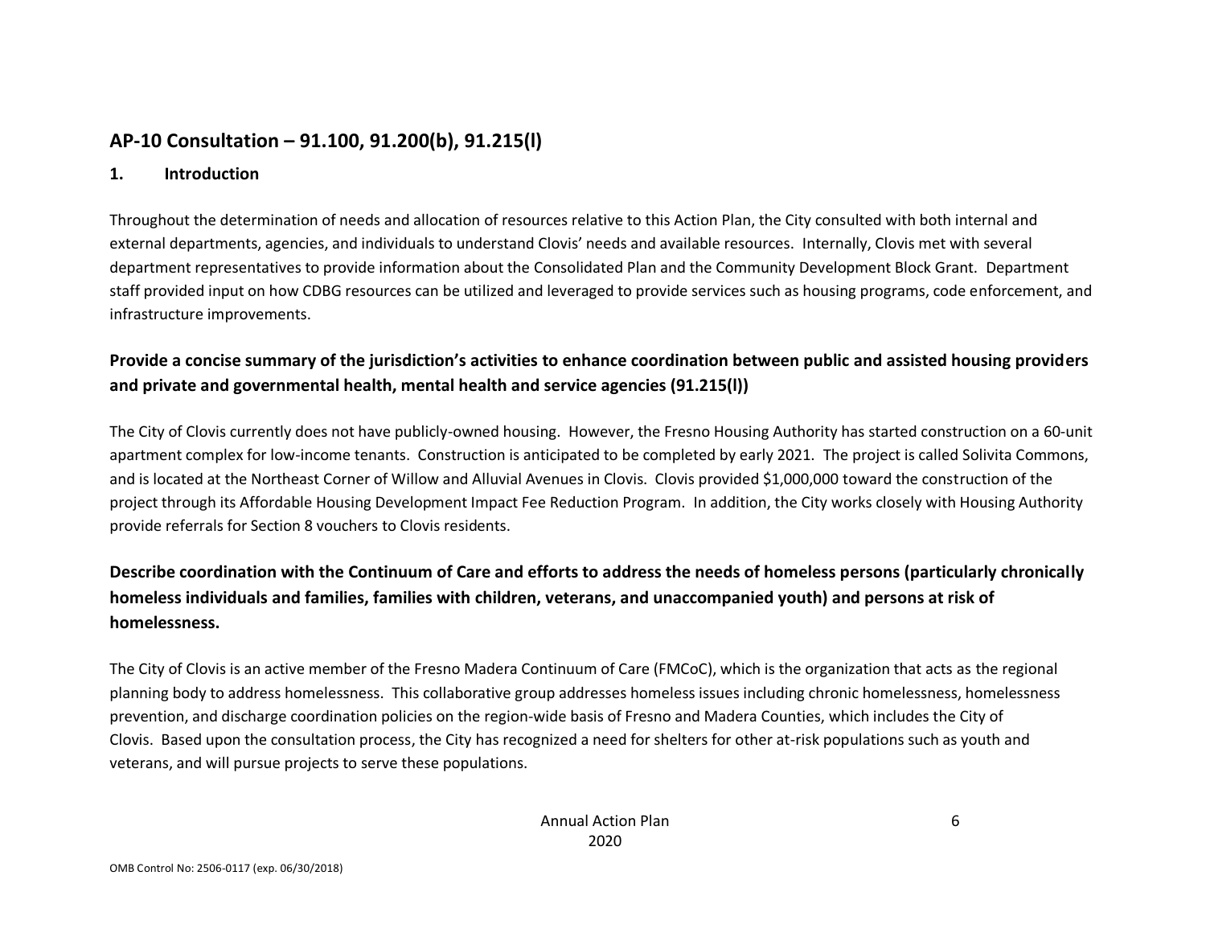## AP-10 Consultation – 91.100, 91.200(b), 91.215(l)

### 1. Introduction

Throughout the determination of needs and allocation of resources relative to this Action Plan, the City consulted with both internal and external departments, agencies, and individuals to understand Clovis' needs and available resources. Internally, Clovis met with several department representatives to provide information about the Consolidated Plan and the Community Development Block Grant. Department staff provided input on how CDBG resources can be utilized and leveraged to provide services such as housing programs, code enforcement, and infrastructure improvements.

### Provide a concise summary of the jurisdiction's activities to enhance coordination between public and assisted housing providers and private and governmental health, mental health and service agencies (91.215(l))

The City of Clovis currently does not have publicly-owned housing. However, the Fresno Housing Authority has started construction on a 60-unit apartment complex for low-income tenants. Construction is anticipated to be completed by early 2021. The project is called Solivita Commons, and is located at the Northeast Corner of Willow and Alluvial Avenues in Clovis. Clovis provided $1,000,000 toward the construction of the project through its Affordable Housing Development Impact Fee Reduction Program. In addition, the City works closely with Housing Authority provide referrals for Section 8 vouchers to Clovis residents.

### Describe coordination with the Continuum of Care and efforts to address the needs of homeless persons (particularly chronically homeless individuals and families, families with children, veterans, and unaccompanied youth) and persons at risk of homelessness.

The City of Clovis is an active member of the Fresno Madera Continuum of Care (FMCoC), which is the organization that acts as the regional planning body to address homelessness. This collaborative group addresses homeless issues including chronic homelessness, homelessness prevention, and discharge coordination policies on the region-wide basis of Fresno and Madera Counties, which includes the City of Clovis. Based upon the consultation process, the City has recognized a need for shelters for other at-risk populations such as youth and veterans, and will pursue projects to serve these populations.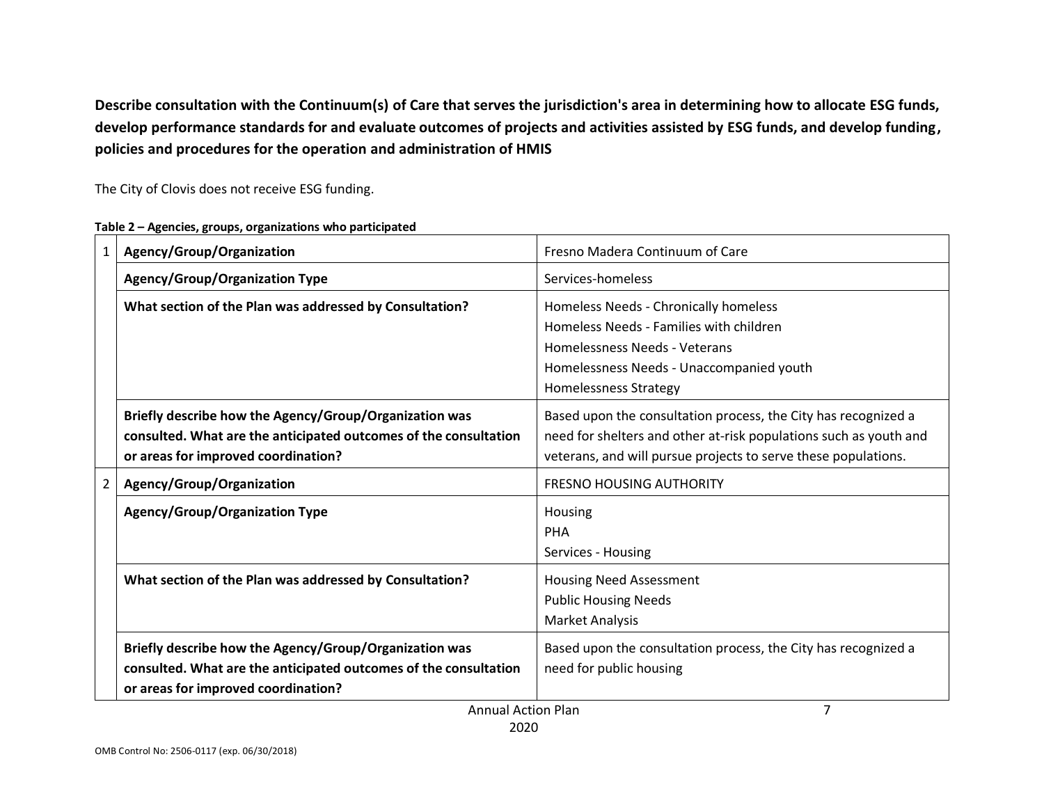**Describe consultation with the Continuum(s) of Care that serves the jurisdiction's area in determining how to allocate ESG funds, develop performance standards for and evaluate outcomes of projects and activities assisted by ESG funds, and develop funding, policies and procedures for the operation and administration of HMIS**

The City of Clovis does not receive ESG funding.

**Table 2 – Agencies, groups, organizations who participated**

| | | |
|---|---|---|
| 1 | **Agency/Group/Organization** | Fresno Madera Continuum of Care |
| | **Agency/Group/Organization Type** | Services-homeless |
| | **What section of the Plan was addressed by Consultation?** | Homeless Needs - Chronically homeless<br>Homeless Needs - Families with children<br>Homelessness Needs - Veterans<br>Homelessness Needs - Unaccompanied youth<br>Homelessness Strategy |
| | **Briefly describe how the Agency/Group/Organization was consulted. What are the anticipated outcomes of the consultation or areas for improved coordination?** | Based upon the consultation process, the City has recognized a need for shelters and other at-risk populations such as youth and veterans, and will pursue projects to serve these populations. |
| 2 | **Agency/Group/Organization** | FRESNO HOUSING AUTHORITY |
| | **Agency/Group/Organization Type** | Housing<br>PHA<br>Services - Housing |
| | **What section of the Plan was addressed by Consultation?** | Housing Need Assessment<br>Public Housing Needs<br>Market Analysis |
| | **Briefly describe how the Agency/Group/Organization was consulted. What are the anticipated outcomes of the consultation or areas for improved coordination?** | Based upon the consultation process, the City has recognized a need for public housing |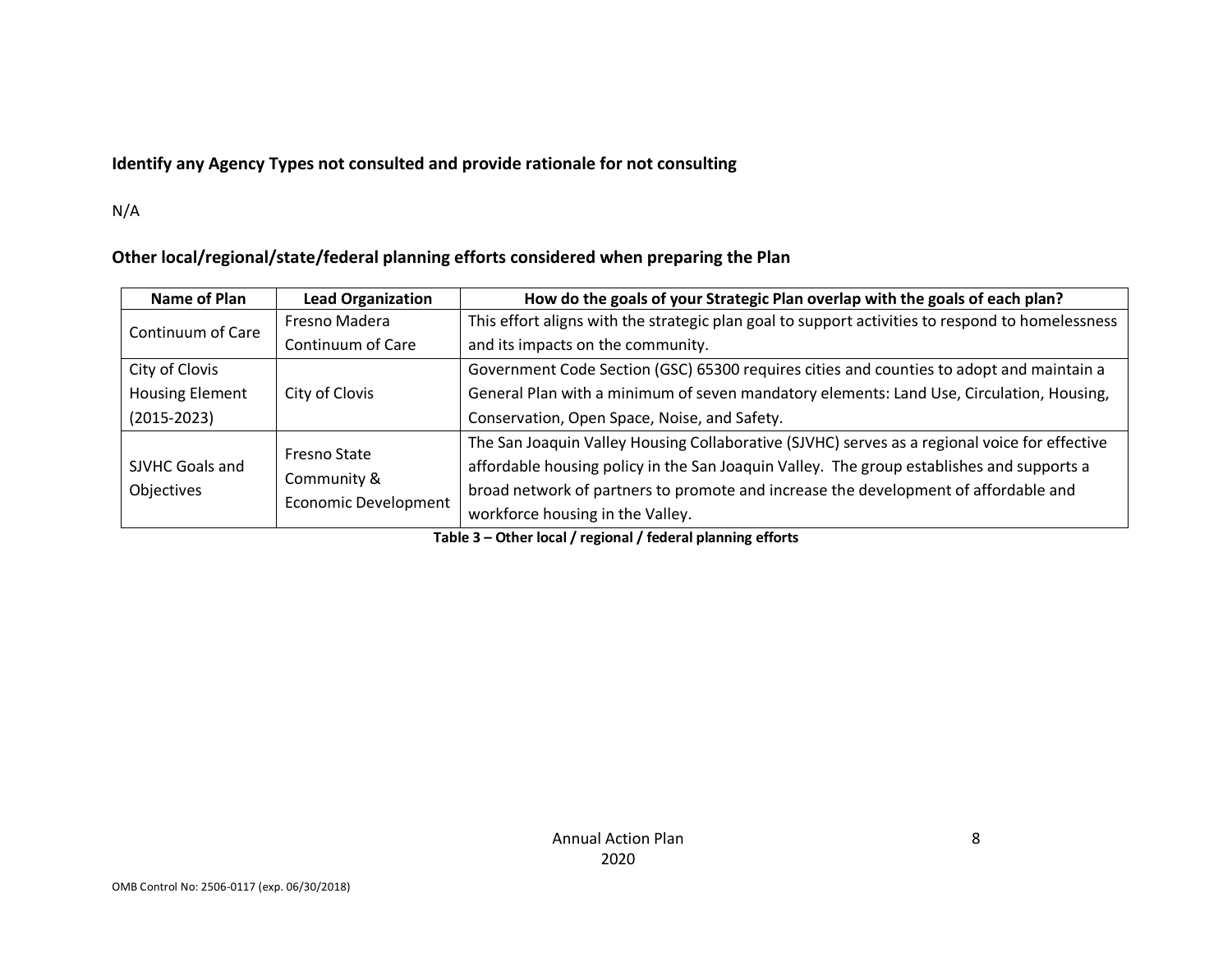**Identify any Agency Types not consulted and provide rationale for not consulting**

N/A

**Other local/regional/state/federal planning efforts considered when preparing the Plan**

| Name of Plan | Lead Organization | How do the goals of your Strategic Plan overlap with the goals of each plan? |
|---|---|---|
| Continuum of Care | Fresno Madera Continuum of Care | This effort aligns with the strategic plan goal to support activities to respond to homelessness and its impacts on the community. |
| City of Clovis Housing Element (2015-2023) | City of Clovis | Government Code Section (GSC) 65300 requires cities and counties to adopt and maintain a General Plan with a minimum of seven mandatory elements: Land Use, Circulation, Housing, Conservation, Open Space, Noise, and Safety. |
| SJVHC Goals and Objectives | Fresno State Community & Economic Development | The San Joaquin Valley Housing Collaborative (SJVHC) serves as a regional voice for effective affordable housing policy in the San Joaquin Valley. The group establishes and supports a broad network of partners to promote and increase the development of affordable and workforce housing in the Valley. |

**Table 3 – Other local / regional / federal planning efforts**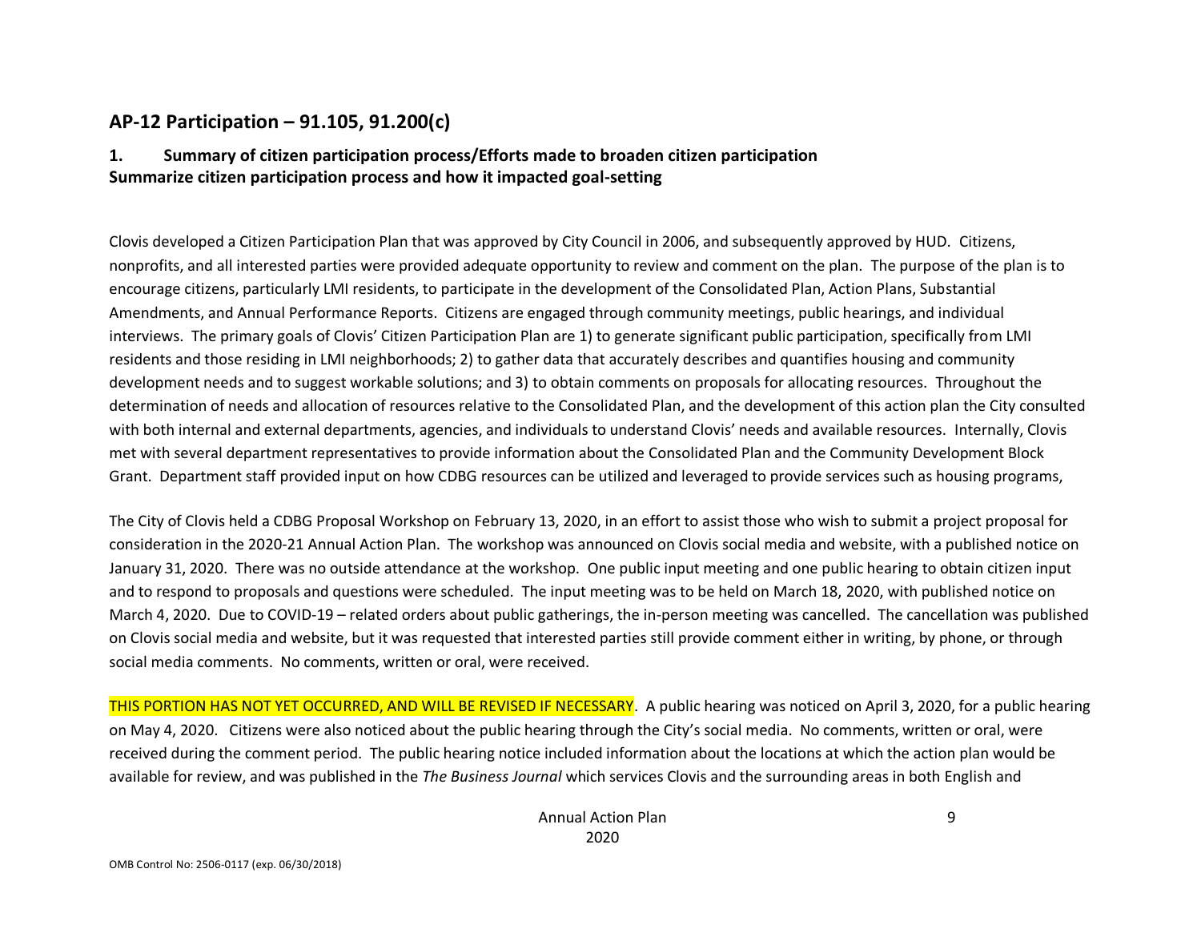## AP-12 Participation – 91.105, 91.200(c)

### 1. Summary of citizen participation process/Efforts made to broaden citizen participation

**Summarize citizen participation process and how it impacted goal-setting**

Clovis developed a Citizen Participation Plan that was approved by City Council in 2006, and subsequently approved by HUD. Citizens, nonprofits, and all interested parties were provided adequate opportunity to review and comment on the plan. The purpose of the plan is to encourage citizens, particularly LMI residents, to participate in the development of the Consolidated Plan, Action Plans, Substantial Amendments, and Annual Performance Reports. Citizens are engaged through community meetings, public hearings, and individual interviews. The primary goals of Clovis' Citizen Participation Plan are 1) to generate significant public participation, specifically from LMI residents and those residing in LMI neighborhoods; 2) to gather data that accurately describes and quantifies housing and community development needs and to suggest workable solutions; and 3) to obtain comments on proposals for allocating resources. Throughout the determination of needs and allocation of resources relative to the Consolidated Plan, and the development of this action plan the City consulted with both internal and external departments, agencies, and individuals to understand Clovis' needs and available resources. Internally, Clovis met with several department representatives to provide information about the Consolidated Plan and the Community Development Block Grant. Department staff provided input on how CDBG resources can be utilized and leveraged to provide services such as housing programs,

The City of Clovis held a CDBG Proposal Workshop on February 13, 2020, in an effort to assist those who wish to submit a project proposal for consideration in the 2020-21 Annual Action Plan. The workshop was announced on Clovis social media and website, with a published notice on January 31, 2020. There was no outside attendance at the workshop. One public input meeting and one public hearing to obtain citizen input and to respond to proposals and questions were scheduled. The input meeting was to be held on March 18, 2020, with published notice on March 4, 2020. Due to COVID-19 – related orders about public gatherings, the in-person meeting was cancelled. The cancellation was published on Clovis social media and website, but it was requested that interested parties still provide comment either in writing, by phone, or through social media comments. No comments, written or oral, were received.

THIS PORTION HAS NOT YET OCCURRED, AND WILL BE REVISED IF NECESSARY. A public hearing was noticed on April 3, 2020, for a public hearing on May 4, 2020. Citizens were also noticed about the public hearing through the City's social media. No comments, written or oral, were received during the comment period. The public hearing notice included information about the locations at which the action plan would be available for review, and was published in the *The Business Journal* which services Clovis and the surrounding areas in both English and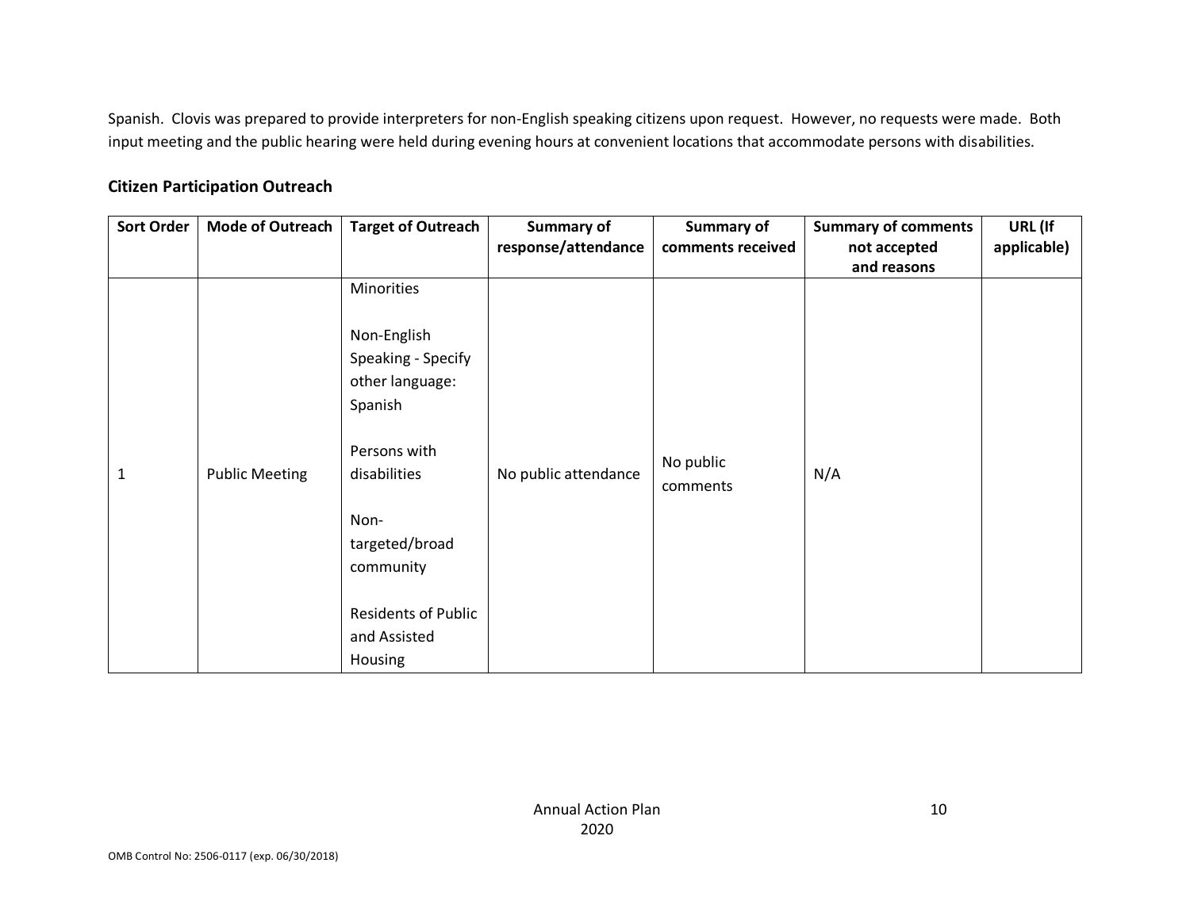Spanish. Clovis was prepared to provide interpreters for non-English speaking citizens upon request. However, no requests were made. Both input meeting and the public hearing were held during evening hours at convenient locations that accommodate persons with disabilities.

## Citizen Participation Outreach

| Sort Order | Mode of Outreach | Target of Outreach | Summary of response/attendance | Summary of comments received | Summary of comments not accepted and reasons | URL (If applicable) |
|---|---|---|---|---|---|---|
| 1 | Public Meeting | Minorities<br><br>Non-English Speaking - Specify other language: Spanish<br><br>Persons with disabilities<br><br>Non-targeted/broad community<br><br>Residents of Public and Assisted Housing | No public attendance | No public comments | N/A | |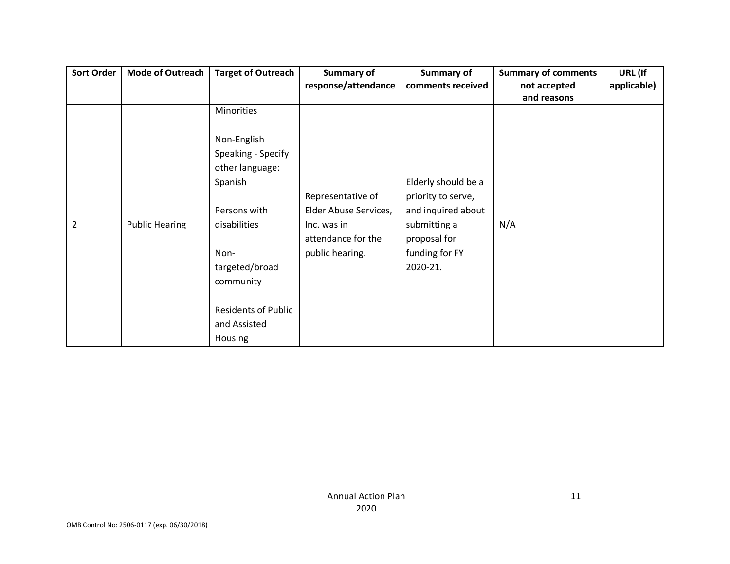| Sort Order | Mode of Outreach | Target of Outreach | Summary of response/attendance | Summary of comments received | Summary of comments not accepted and reasons | URL (If applicable) |
|---|---|---|---|---|---|---|
| 2 | Public Hearing | Minorities<br><br>Non-English Speaking - Specify other language: Spanish<br><br>Persons with disabilities<br><br>Non-targeted/broad community<br><br>Residents of Public and Assisted Housing | Representative of Elder Abuse Services, Inc. was in attendance for the public hearing. | Elderly should be a priority to serve, and inquired about submitting a proposal for funding for FY 2020-21. | N/A | |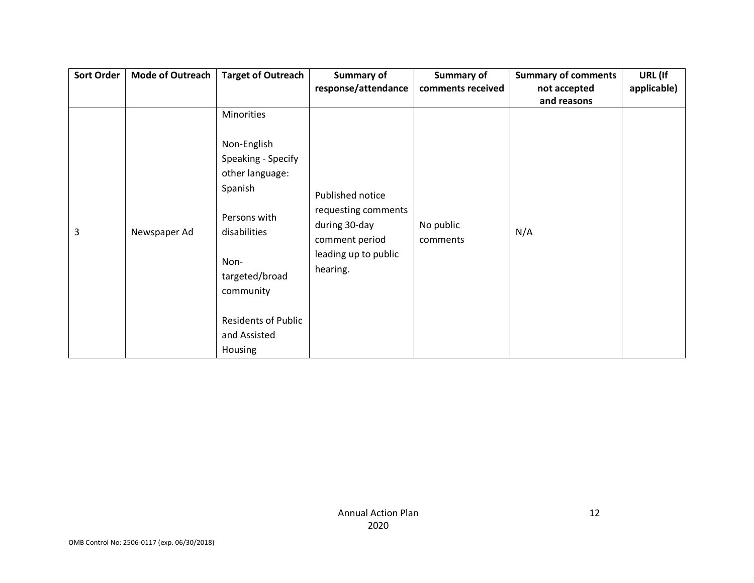| Sort Order | Mode of Outreach | Target of Outreach | Summary of response/attendance | Summary of comments received | Summary of comments not accepted and reasons | URL (If applicable) |
|---|---|---|---|---|---|---|
| 3 | Newspaper Ad | Minorities<br><br>Non-English Speaking - Specify other language: Spanish<br><br>Persons with disabilities<br><br>Non-targeted/broad community<br><br>Residents of Public and Assisted Housing | Published notice requesting comments during 30-day comment period leading up to public hearing. | No public comments | N/A | |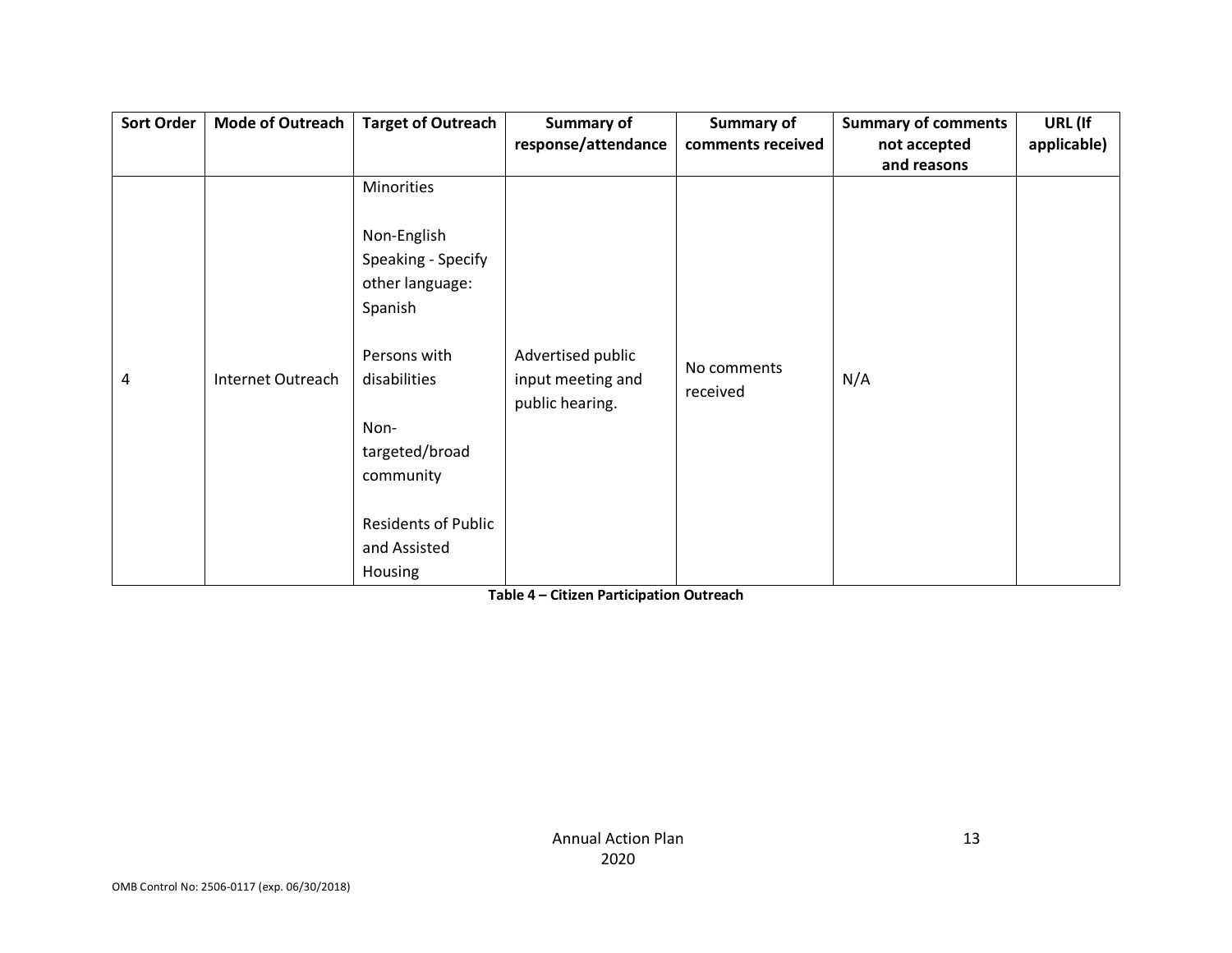| Sort Order | Mode of Outreach | Target of Outreach | Summary of response/attendance | Summary of comments received | Summary of comments not accepted and reasons | URL (If applicable) |
|---|---|---|---|---|---|---|
| 4 | Internet Outreach | Minorities<br><br>Non-English Speaking - Specify other language: Spanish<br><br>Persons with disabilities<br><br>Non-targeted/broad community<br><br>Residents of Public and Assisted Housing | Advertised public input meeting and public hearing. | No comments received | N/A | |

**Table 4 – Citizen Participation Outreach**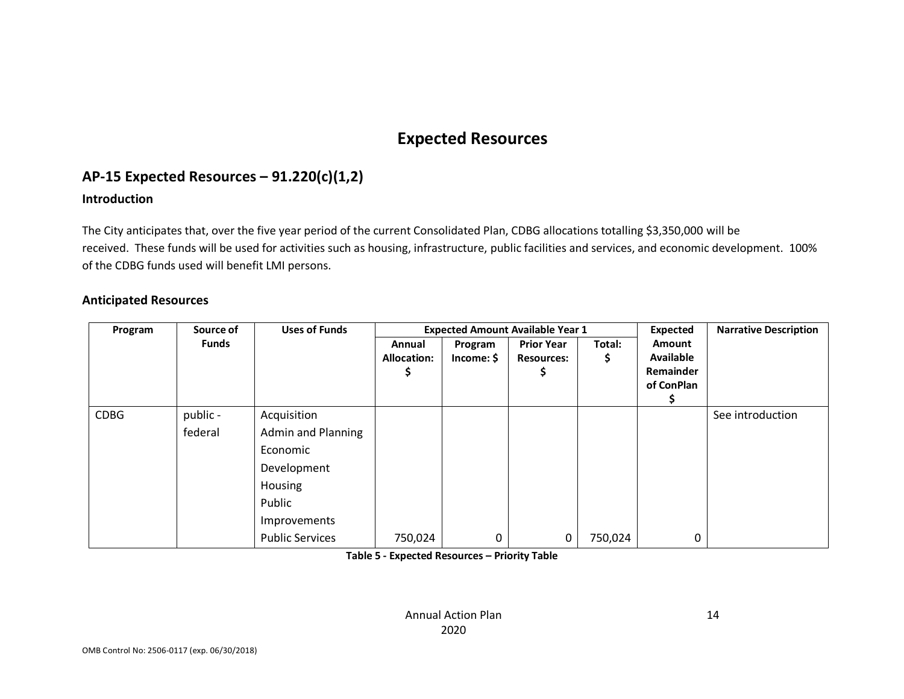# Expected Resources

## AP-15 Expected Resources – 91.220(c)(1,2)

### Introduction

The City anticipates that, over the five year period of the current Consolidated Plan, CDBG allocations totalling $3,350,000 will be received.  These funds will be used for activities such as housing, infrastructure, public facilities and services, and economic development.  100% of the CDBG funds used will benefit LMI persons.

### Anticipated Resources

| Program | Source of Funds | Uses of Funds | Expected Amount Available Year 1 | | | | Expected Amount Available Remainder of ConPlan $ | Narrative Description |
|---|---|---|---|---|---|---|---|---|
| | | | Annual Allocation: $ | Program Income: $ | Prior Year Resources: $ | Total: $ | | |
| CDBG | public - federal | Acquisition<br>Admin and Planning<br>Economic Development<br>Housing<br>Public Improvements<br>Public Services | 750,024 | 0 | 0 | 750,024 | 0 | See introduction |

**Table 5 - Expected Resources – Priority Table**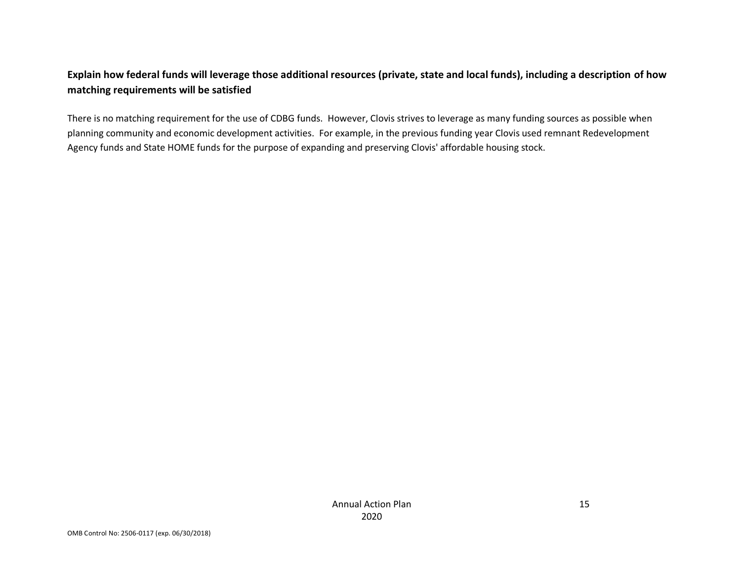**Explain how federal funds will leverage those additional resources (private, state and local funds), including a description of how matching requirements will be satisfied**

There is no matching requirement for the use of CDBG funds. However, Clovis strives to leverage as many funding sources as possible when planning community and economic development activities. For example, in the previous funding year Clovis used remnant Redevelopment Agency funds and State HOME funds for the purpose of expanding and preserving Clovis' affordable housing stock.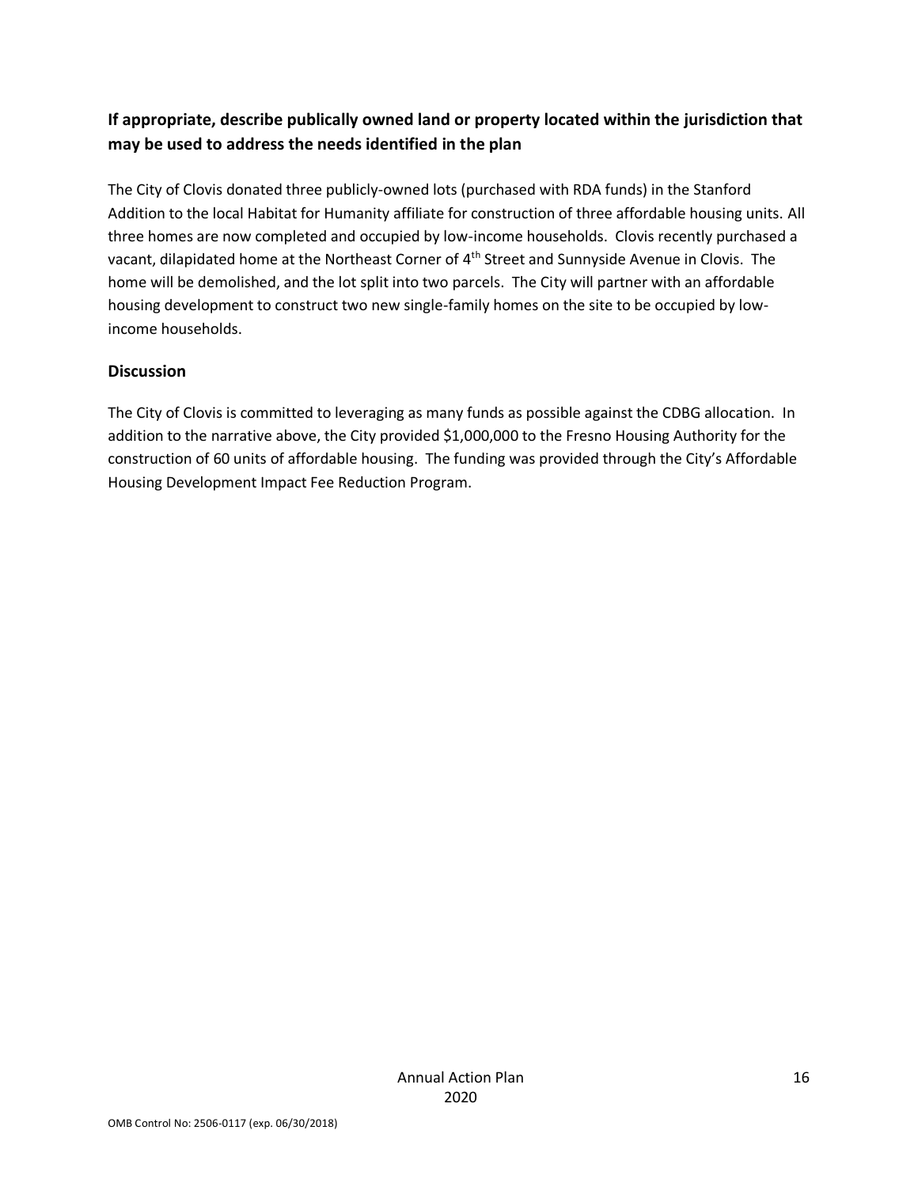### If appropriate, describe publically owned land or property located within the jurisdiction that may be used to address the needs identified in the plan

The City of Clovis donated three publicly-owned lots (purchased with RDA funds) in the Stanford Addition to the local Habitat for Humanity affiliate for construction of three affordable housing units. All three homes are now completed and occupied by low-income households. Clovis recently purchased a vacant, dilapidated home at the Northeast Corner of 4th Street and Sunnyside Avenue in Clovis. The home will be demolished, and the lot split into two parcels. The City will partner with an affordable housing development to construct two new single-family homes on the site to be occupied by low-income households.

### Discussion

The City of Clovis is committed to leveraging as many funds as possible against the CDBG allocation. In addition to the narrative above, the City provided $1,000,000 to the Fresno Housing Authority for the construction of 60 units of affordable housing. The funding was provided through the City's Affordable Housing Development Impact Fee Reduction Program.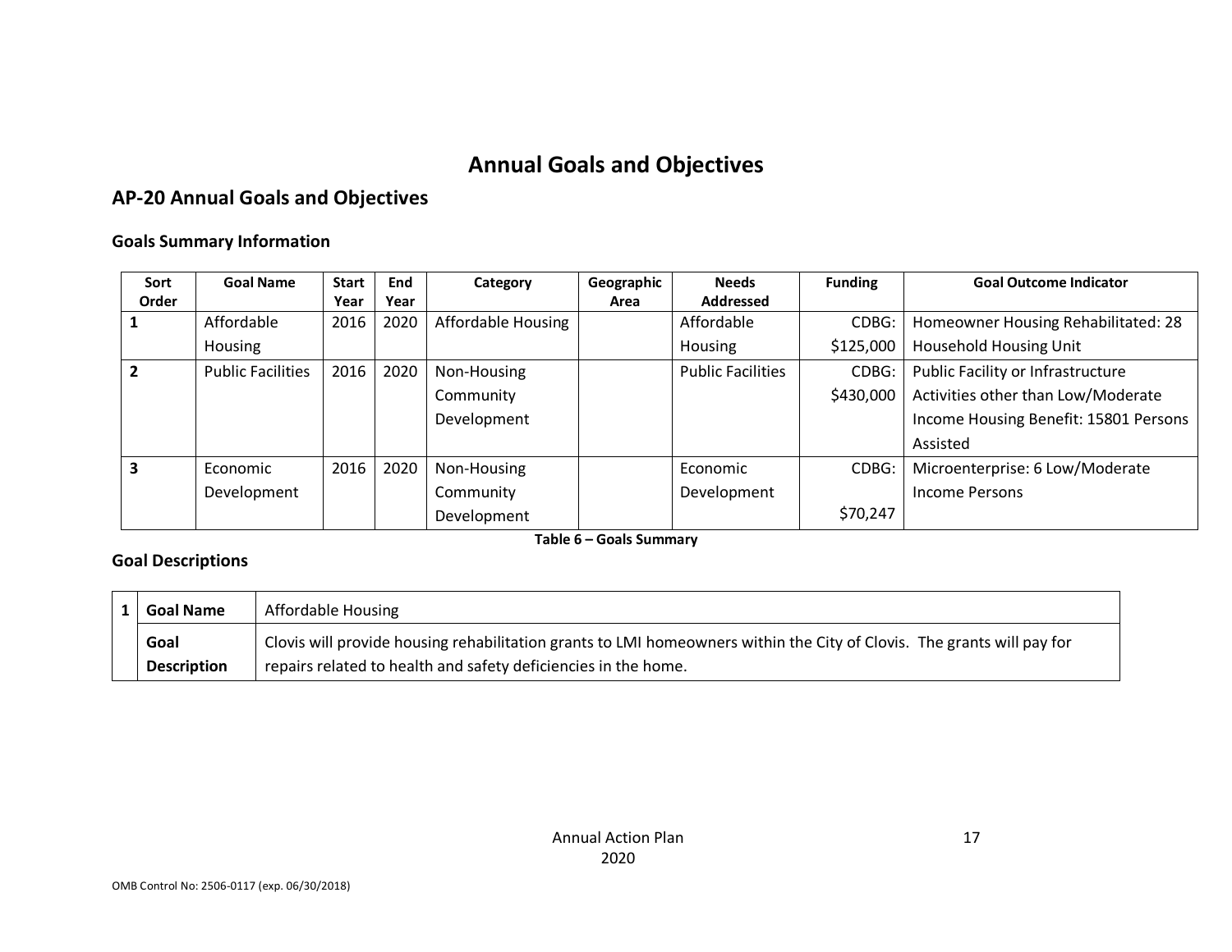# Annual Goals and Objectives

## AP-20 Annual Goals and Objectives

### Goals Summary Information

| Sort Order | Goal Name | Start Year | End Year | Category | Geographic Area | Needs Addressed | Funding | Goal Outcome Indicator |
|---|---|---|---|---|---|---|---|---|
| 1 | Affordable Housing | 2016 | 2020 | Affordable Housing | | Affordable Housing | CDBG: $125,000 | Homeowner Housing Rehabilitated: 28 Household Housing Unit |
| 2 | Public Facilities | 2016 | 2020 | Non-Housing Community Development | | Public Facilities | CDBG: $430,000 | Public Facility or Infrastructure Activities other than Low/Moderate Income Housing Benefit: 15801 Persons Assisted |
| 3 | Economic Development | 2016 | 2020 | Non-Housing Community Development | | Economic Development | CDBG: $70,247 | Microenterprise: 6 Low/Moderate Income Persons |

**Table 6 – Goals Summary**

### Goal Descriptions

| 1 | **Goal Name** | Affordable Housing |
|---|---|---|
| | **Goal Description** | Clovis will provide housing rehabilitation grants to LMI homeowners within the City of Clovis. The grants will pay for repairs related to health and safety deficiencies in the home. |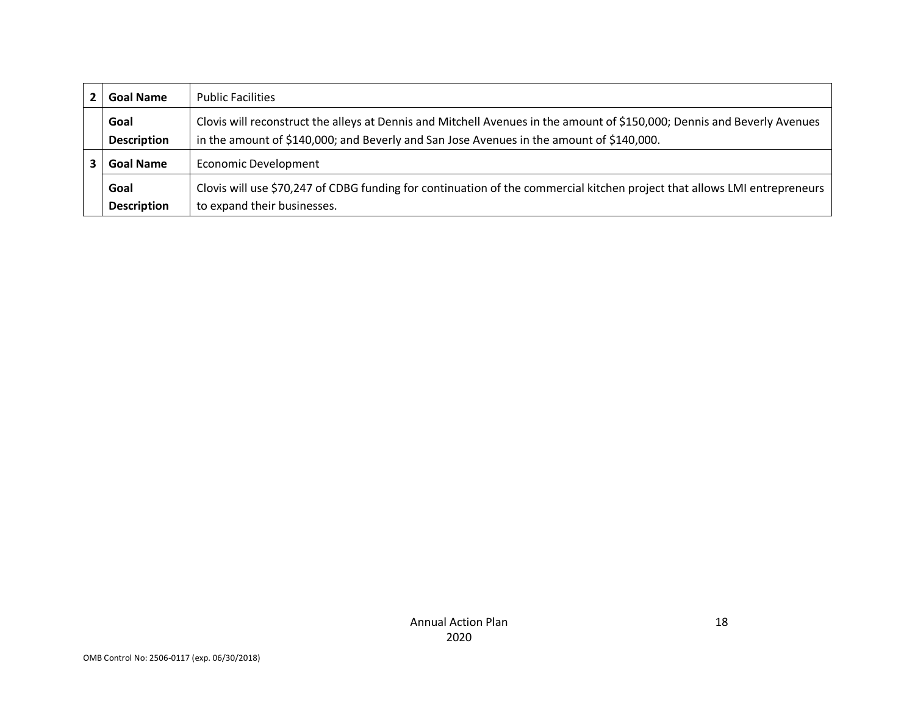| | | |
|---|---|---|
| 2 | **Goal Name** | Public Facilities |
| | **Goal Description** | Clovis will reconstruct the alleys at Dennis and Mitchell Avenues in the amount of $150,000; Dennis and Beverly Avenues in the amount of $140,000; and Beverly and San Jose Avenues in the amount of $140,000. |
| 3 | **Goal Name** | Economic Development |
| | **Goal Description** | Clovis will use $70,247 of CDBG funding for continuation of the commercial kitchen project that allows LMI entrepreneurs to expand their businesses. |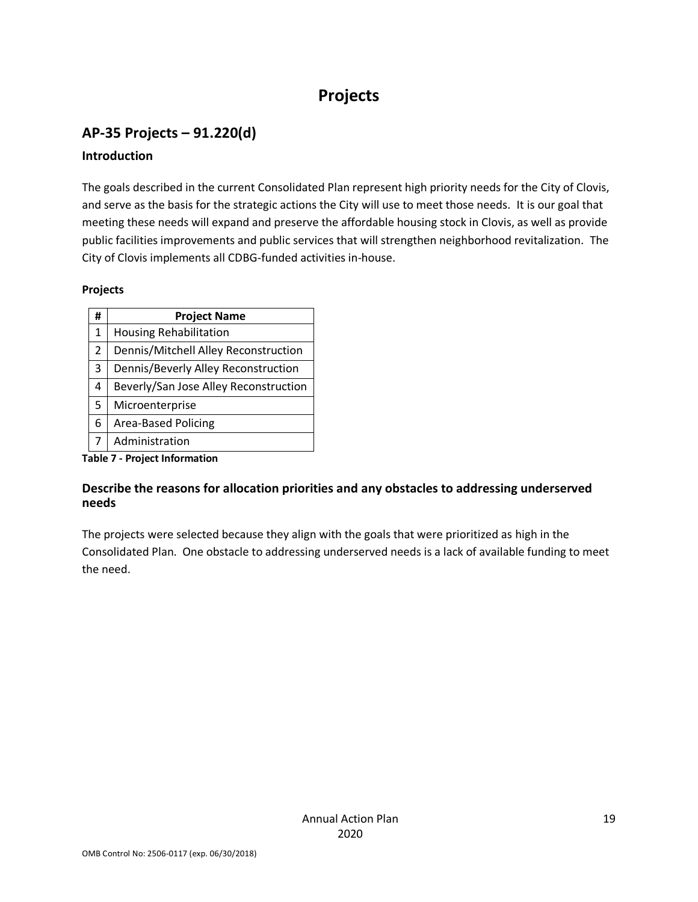# Projects

## AP-35 Projects – 91.220(d)

### Introduction

The goals described in the current Consolidated Plan represent high priority needs for the City of Clovis, and serve as the basis for the strategic actions the City will use to meet those needs. It is our goal that meeting these needs will expand and preserve the affordable housing stock in Clovis, as well as provide public facilities improvements and public services that will strengthen neighborhood revitalization. The City of Clovis implements all CDBG-funded activities in-house.

**Projects**

| # | Project Name |
|---|---|
| 1 | Housing Rehabilitation |
| 2 | Dennis/Mitchell Alley Reconstruction |
| 3 | Dennis/Beverly Alley Reconstruction |
| 4 | Beverly/San Jose Alley Reconstruction |
| 5 | Microenterprise |
| 6 | Area-Based Policing |
| 7 | Administration |

**Table 7 - Project Information**

### Describe the reasons for allocation priorities and any obstacles to addressing underserved needs

The projects were selected because they align with the goals that were prioritized as high in the Consolidated Plan. One obstacle to addressing underserved needs is a lack of available funding to meet the need.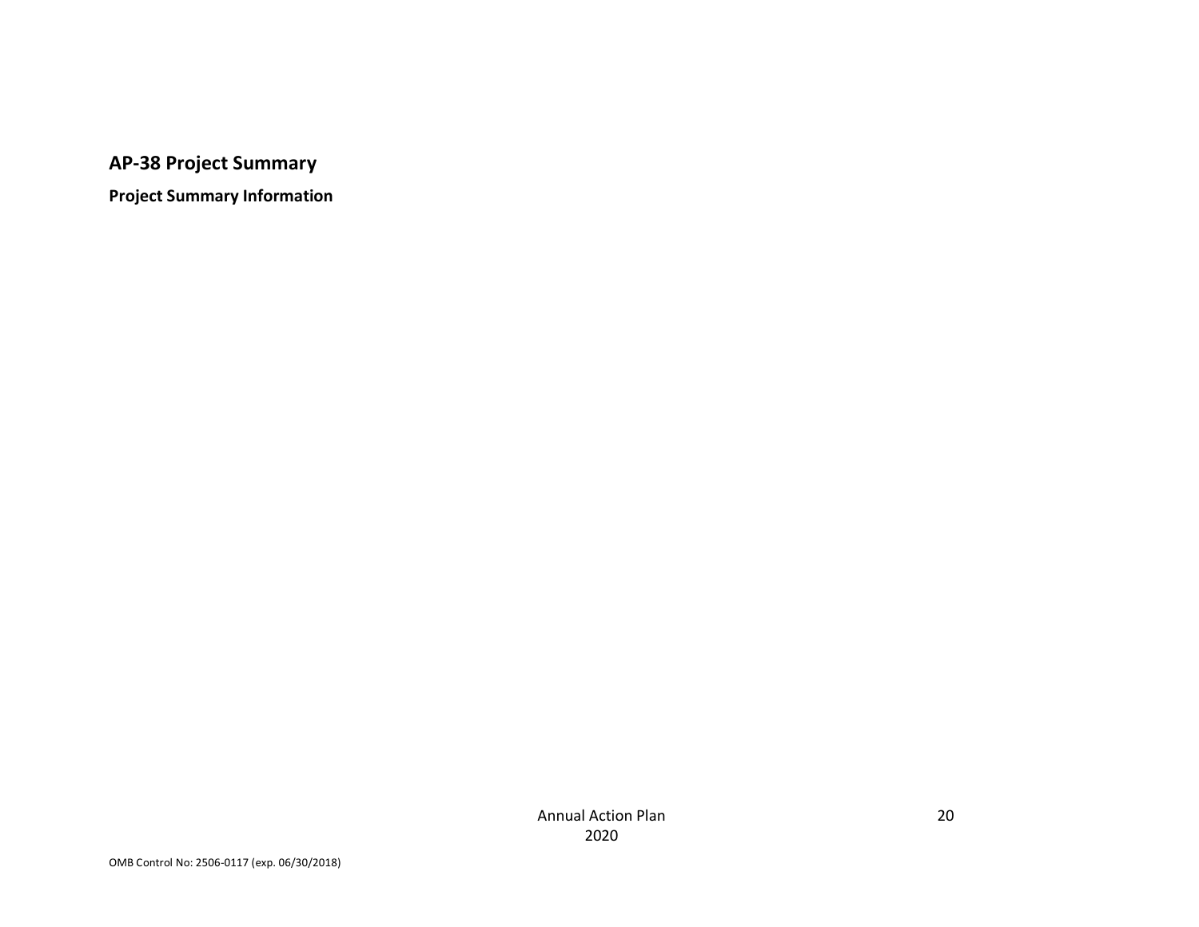## AP-38 Project Summary

**Project Summary Information**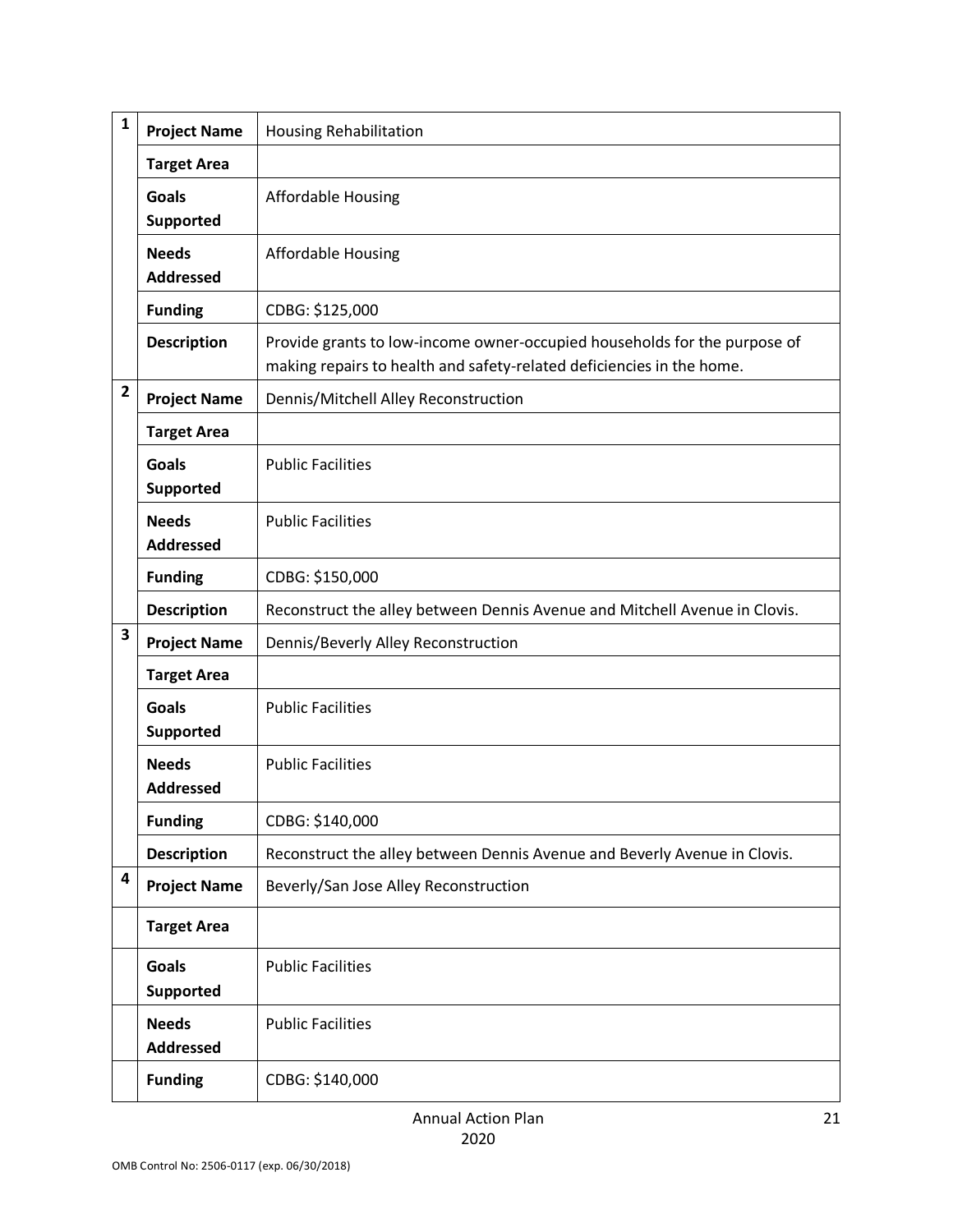| | | |
|---|---|---|
| 1 | **Project Name** | Housing Rehabilitation |
| | **Target Area** | |
| | **Goals Supported** | Affordable Housing |
| | **Needs Addressed** | Affordable Housing |
| | **Funding** | CDBG: $125,000 |
| | **Description** | Provide grants to low-income owner-occupied households for the purpose of making repairs to health and safety-related deficiencies in the home. |
| 2 | **Project Name** | Dennis/Mitchell Alley Reconstruction |
| | **Target Area** | |
| | **Goals Supported** | Public Facilities |
| | **Needs Addressed** | Public Facilities |
| | **Funding** | CDBG: $150,000 |
| | **Description** | Reconstruct the alley between Dennis Avenue and Mitchell Avenue in Clovis. |
| 3 | **Project Name** | Dennis/Beverly Alley Reconstruction |
| | **Target Area** | |
| | **Goals Supported** | Public Facilities |
| | **Needs Addressed** | Public Facilities |
| | **Funding** | CDBG: $140,000 |
| | **Description** | Reconstruct the alley between Dennis Avenue and Beverly Avenue in Clovis. |
| 4 | **Project Name** | Beverly/San Jose Alley Reconstruction |
| | **Target Area** | |
| | **Goals Supported** | Public Facilities |
| | **Needs Addressed** | Public Facilities |
| | **Funding** | CDBG: $140,000 |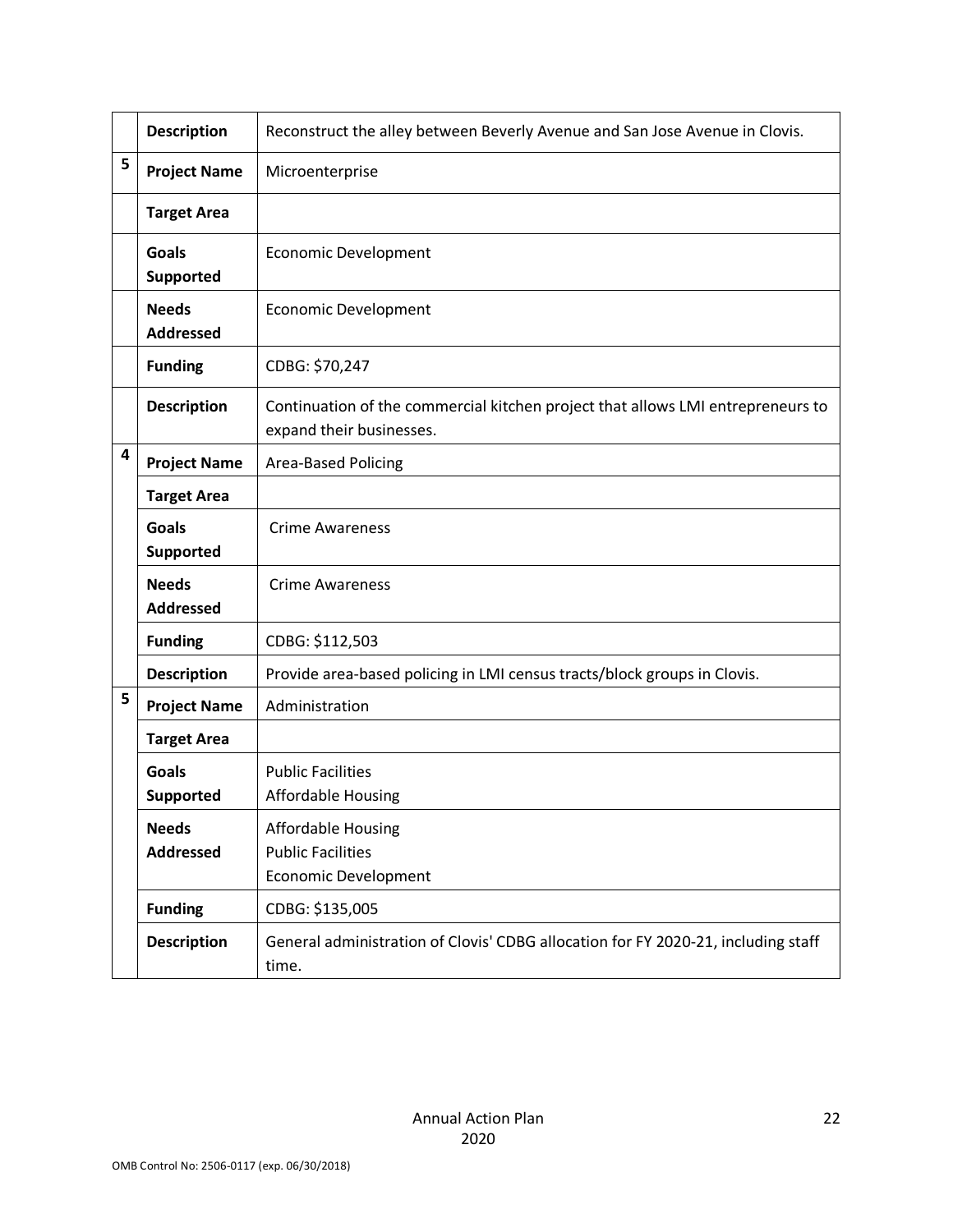| | | |
|---|---|---|
| | **Description** | Reconstruct the alley between Beverly Avenue and San Jose Avenue in Clovis. |
| 5 | **Project Name** | Microenterprise |
| | **Target Area** | |
| | **Goals Supported** | Economic Development |
| | **Needs Addressed** | Economic Development |
| | **Funding** | CDBG: $70,247 |
| | **Description** | Continuation of the commercial kitchen project that allows LMI entrepreneurs to expand their businesses. |
| 4 | **Project Name** | Area-Based Policing |
| | **Target Area** | |
| | **Goals Supported** | Crime Awareness |
| | **Needs Addressed** | Crime Awareness |
| | **Funding** | CDBG: $112,503 |
| | **Description** | Provide area-based policing in LMI census tracts/block groups in Clovis. |
| 5 | **Project Name** | Administration |
| | **Target Area** | |
| | **Goals Supported** | Public Facilities<br>Affordable Housing |
| | **Needs Addressed** | Affordable Housing<br>Public Facilities<br>Economic Development |
| | **Funding** | CDBG: $135,005 |
| | **Description** | General administration of Clovis' CDBG allocation for FY 2020-21, including staff time. |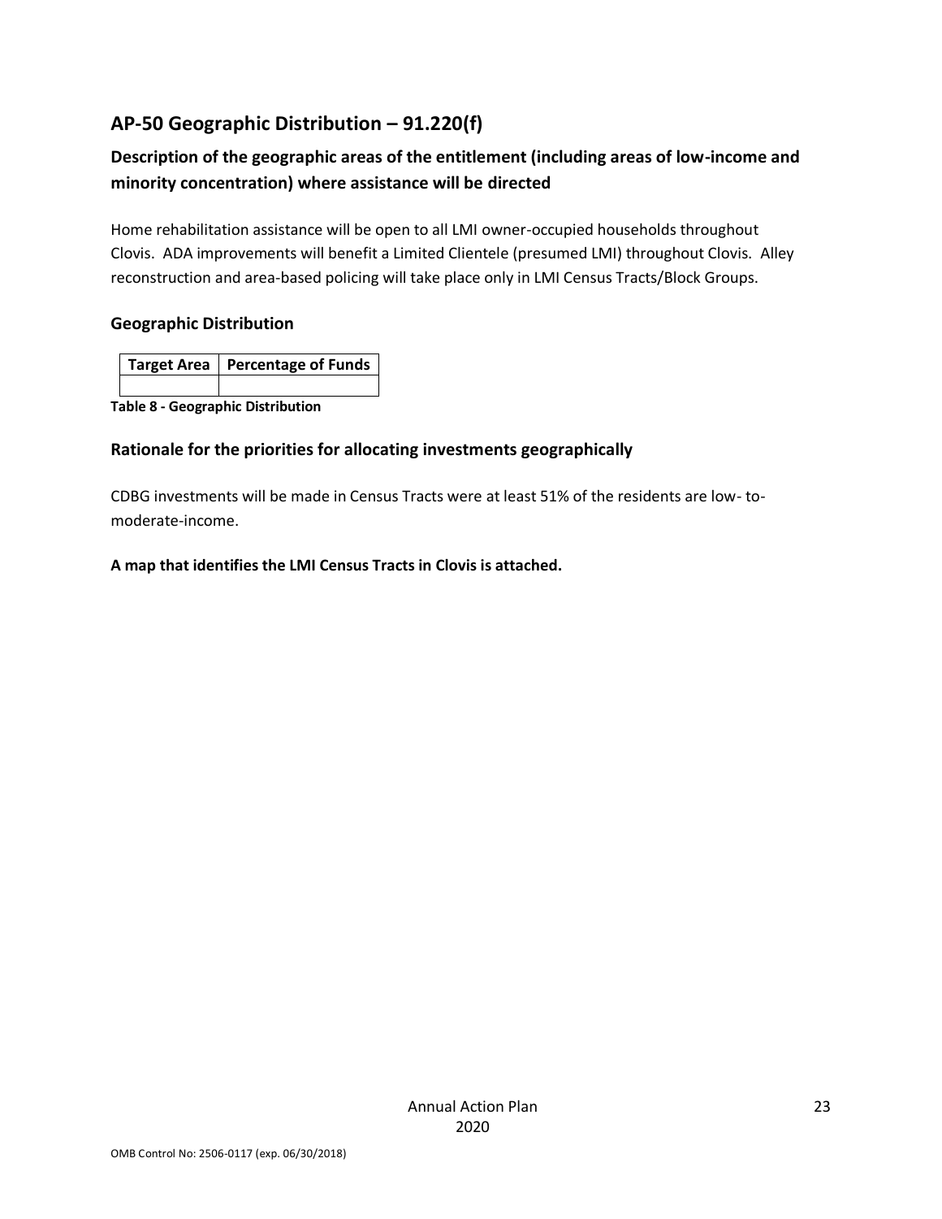## AP-50 Geographic Distribution – 91.220(f)

### Description of the geographic areas of the entitlement (including areas of low-income and minority concentration) where assistance will be directed

Home rehabilitation assistance will be open to all LMI owner-occupied households throughout Clovis. ADA improvements will benefit a Limited Clientele (presumed LMI) throughout Clovis. Alley reconstruction and area-based policing will take place only in LMI Census Tracts/Block Groups.

### Geographic Distribution

| Target Area | Percentage of Funds |
| --- | --- |
| | |

**Table 8 - Geographic Distribution**

### Rationale for the priorities for allocating investments geographically

CDBG investments will be made in Census Tracts were at least 51% of the residents are low- to-moderate-income.

**A map that identifies the LMI Census Tracts in Clovis is attached.**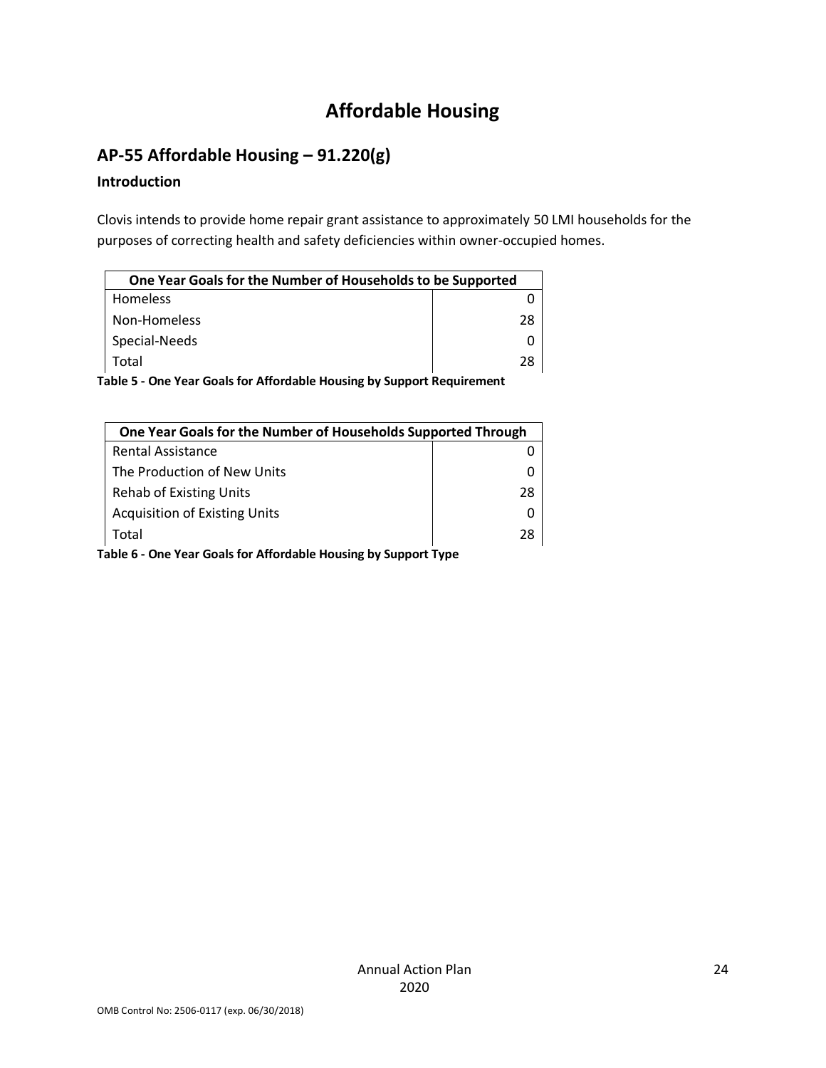# Affordable Housing

## AP-55 Affordable Housing – 91.220(g)

### Introduction

Clovis intends to provide home repair grant assistance to approximately 50 LMI households for the purposes of correcting health and safety deficiencies within owner-occupied homes.

| One Year Goals for the Number of Households to be Supported | |
|---|---|
| Homeless | 0 |
| Non-Homeless | 28 |
| Special-Needs | 0 |
| Total | 28 |

**Table 5 - One Year Goals for Affordable Housing by Support Requirement**

| One Year Goals for the Number of Households Supported Through | |
|---|---|
| Rental Assistance | 0 |
| The Production of New Units | 0 |
| Rehab of Existing Units | 28 |
| Acquisition of Existing Units | 0 |
| Total | 28 |

**Table 6 - One Year Goals for Affordable Housing by Support Type**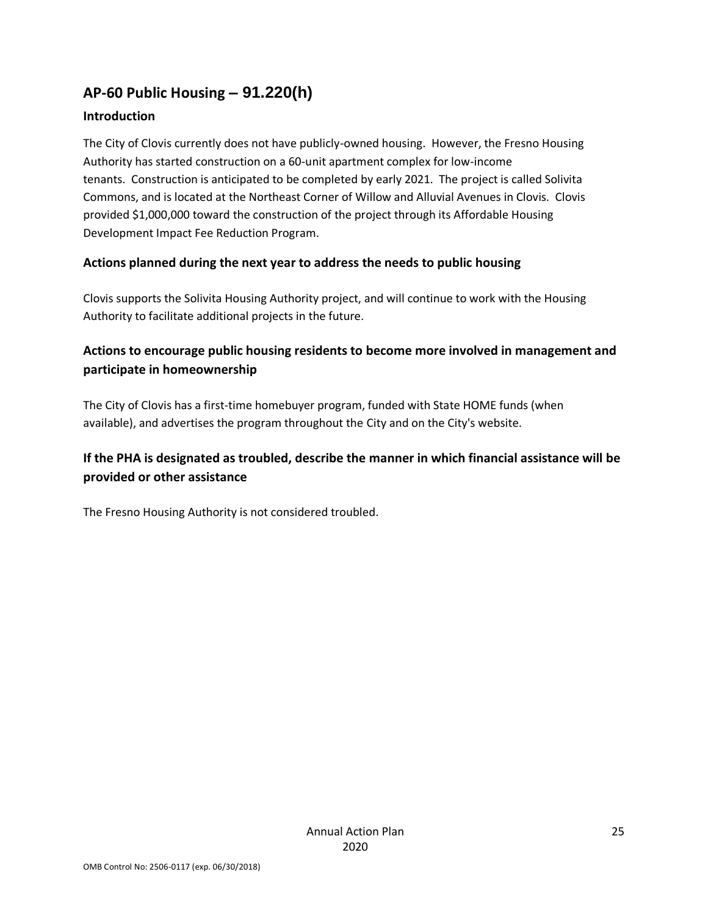## AP-60 Public Housing – 91.220(h)

### Introduction

The City of Clovis currently does not have publicly-owned housing. However, the Fresno Housing Authority has started construction on a 60-unit apartment complex for low-income tenants. Construction is anticipated to be completed by early 2021. The project is called Solivita Commons, and is located at the Northeast Corner of Willow and Alluvial Avenues in Clovis. Clovis provided $1,000,000 toward the construction of the project through its Affordable Housing Development Impact Fee Reduction Program.

### Actions planned during the next year to address the needs to public housing

Clovis supports the Solivita Housing Authority project, and will continue to work with the Housing Authority to facilitate additional projects in the future.

### Actions to encourage public housing residents to become more involved in management and participate in homeownership

The City of Clovis has a first-time homebuyer program, funded with State HOME funds (when available), and advertises the program throughout the City and on the City's website.

### If the PHA is designated as troubled, describe the manner in which financial assistance will be provided or other assistance

The Fresno Housing Authority is not considered troubled.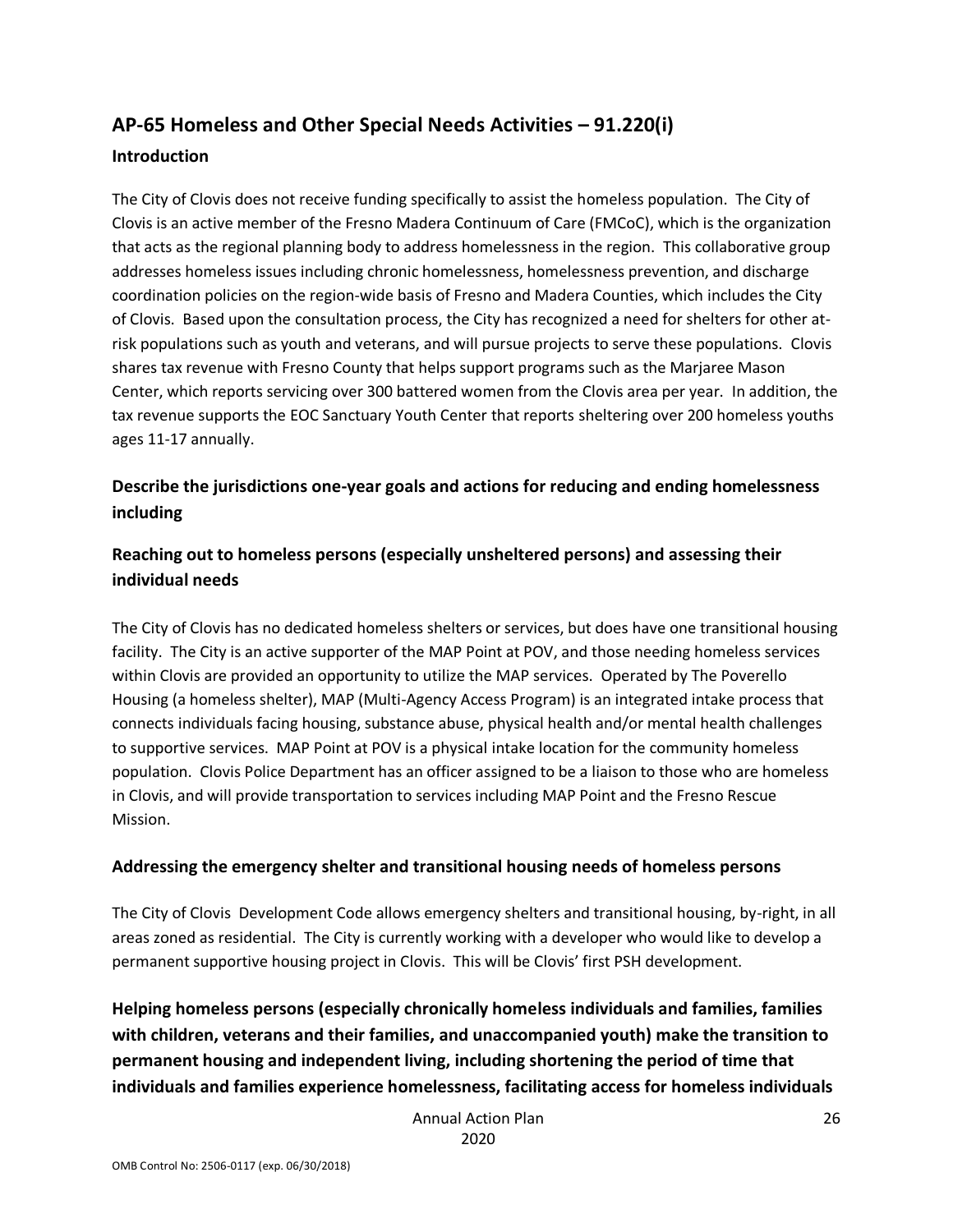## AP-65 Homeless and Other Special Needs Activities – 91.220(i)

### Introduction

The City of Clovis does not receive funding specifically to assist the homeless population. The City of Clovis is an active member of the Fresno Madera Continuum of Care (FMCoC), which is the organization that acts as the regional planning body to address homelessness in the region. This collaborative group addresses homeless issues including chronic homelessness, homelessness prevention, and discharge coordination policies on the region-wide basis of Fresno and Madera Counties, which includes the City of Clovis. Based upon the consultation process, the City has recognized a need for shelters for other at-risk populations such as youth and veterans, and will pursue projects to serve these populations. Clovis shares tax revenue with Fresno County that helps support programs such as the Marjaree Mason Center, which reports servicing over 300 battered women from the Clovis area per year. In addition, the tax revenue supports the EOC Sanctuary Youth Center that reports sheltering over 200 homeless youths ages 11-17 annually.

### Describe the jurisdictions one-year goals and actions for reducing and ending homelessness including

### Reaching out to homeless persons (especially unsheltered persons) and assessing their individual needs

The City of Clovis has no dedicated homeless shelters or services, but does have one transitional housing facility. The City is an active supporter of the MAP Point at POV, and those needing homeless services within Clovis are provided an opportunity to utilize the MAP services. Operated by The Poverello Housing (a homeless shelter), MAP (Multi-Agency Access Program) is an integrated intake process that connects individuals facing housing, substance abuse, physical health and/or mental health challenges to supportive services. MAP Point at POV is a physical intake location for the community homeless population. Clovis Police Department has an officer assigned to be a liaison to those who are homeless in Clovis, and will provide transportation to services including MAP Point and the Fresno Rescue Mission.

### Addressing the emergency shelter and transitional housing needs of homeless persons

The City of Clovis Development Code allows emergency shelters and transitional housing, by-right, in all areas zoned as residential. The City is currently working with a developer who would like to develop a permanent supportive housing project in Clovis. This will be Clovis' first PSH development.

### Helping homeless persons (especially chronically homeless individuals and families, families with children, veterans and their families, and unaccompanied youth) make the transition to permanent housing and independent living, including shortening the period of time that individuals and families experience homelessness, facilitating access for homeless individuals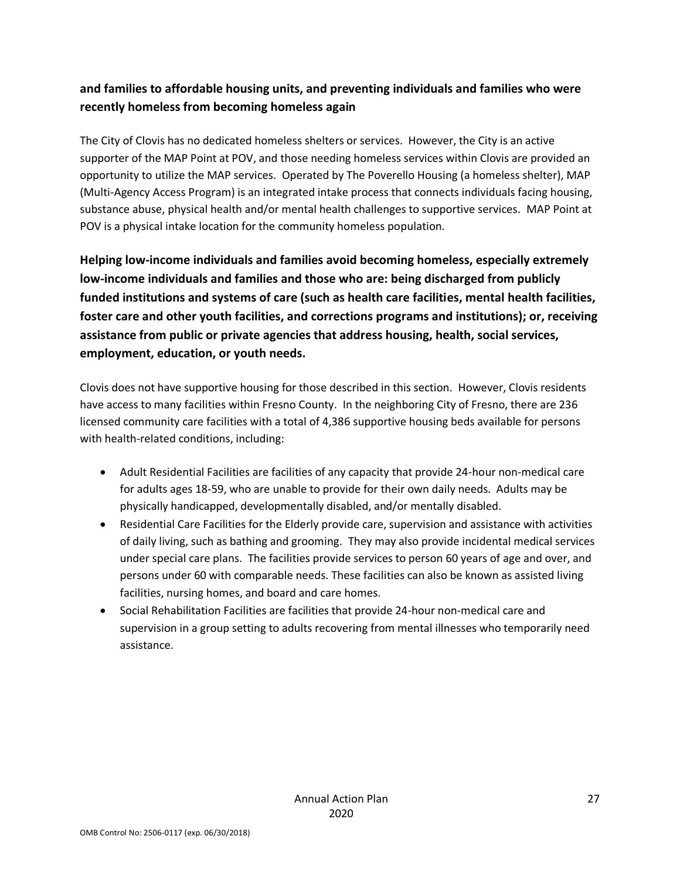**and families to affordable housing units, and preventing individuals and families who were recently homeless from becoming homeless again**

The City of Clovis has no dedicated homeless shelters or services. However, the City is an active supporter of the MAP Point at POV, and those needing homeless services within Clovis are provided an opportunity to utilize the MAP services. Operated by The Poverello Housing (a homeless shelter), MAP (Multi-Agency Access Program) is an integrated intake process that connects individuals facing housing, substance abuse, physical health and/or mental health challenges to supportive services. MAP Point at POV is a physical intake location for the community homeless population.

**Helping low-income individuals and families avoid becoming homeless, especially extremely low-income individuals and families and those who are: being discharged from publicly funded institutions and systems of care (such as health care facilities, mental health facilities, foster care and other youth facilities, and corrections programs and institutions); or, receiving assistance from public or private agencies that address housing, health, social services, employment, education, or youth needs.**

Clovis does not have supportive housing for those described in this section. However, Clovis residents have access to many facilities within Fresno County. In the neighboring City of Fresno, there are 236 licensed community care facilities with a total of 4,386 supportive housing beds available for persons with health-related conditions, including:

- Adult Residential Facilities are facilities of any capacity that provide 24-hour non-medical care for adults ages 18-59, who are unable to provide for their own daily needs. Adults may be physically handicapped, developmentally disabled, and/or mentally disabled.
- Residential Care Facilities for the Elderly provide care, supervision and assistance with activities of daily living, such as bathing and grooming. They may also provide incidental medical services under special care plans. The facilities provide services to person 60 years of age and over, and persons under 60 with comparable needs. These facilities can also be known as assisted living facilities, nursing homes, and board and care homes.
- Social Rehabilitation Facilities are facilities that provide 24-hour non-medical care and supervision in a group setting to adults recovering from mental illnesses who temporarily need assistance.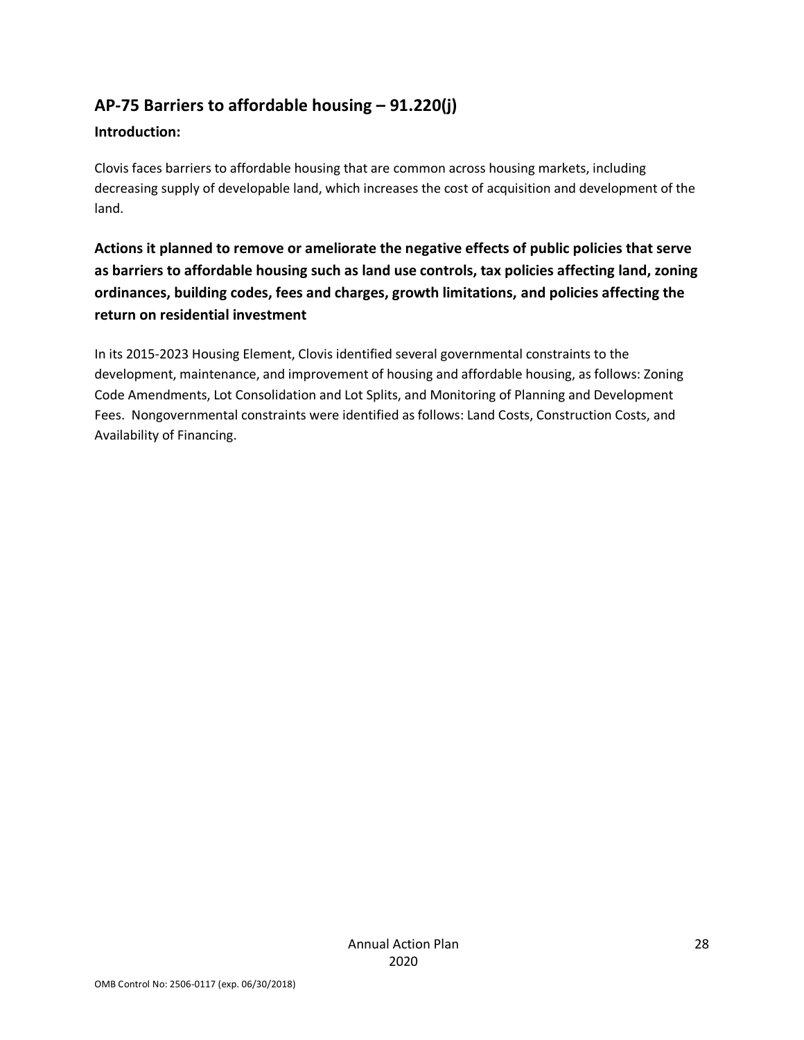## AP-75 Barriers to affordable housing – 91.220(j)

**Introduction:**

Clovis faces barriers to affordable housing that are common across housing markets, including decreasing supply of developable land, which increases the cost of acquisition and development of the land.

### Actions it planned to remove or ameliorate the negative effects of public policies that serve as barriers to affordable housing such as land use controls, tax policies affecting land, zoning ordinances, building codes, fees and charges, growth limitations, and policies affecting the return on residential investment

In its 2015-2023 Housing Element, Clovis identified several governmental constraints to the development, maintenance, and improvement of housing and affordable housing, as follows: Zoning Code Amendments, Lot Consolidation and Lot Splits, and Monitoring of Planning and Development Fees. Nongovernmental constraints were identified as follows: Land Costs, Construction Costs, and Availability of Financing.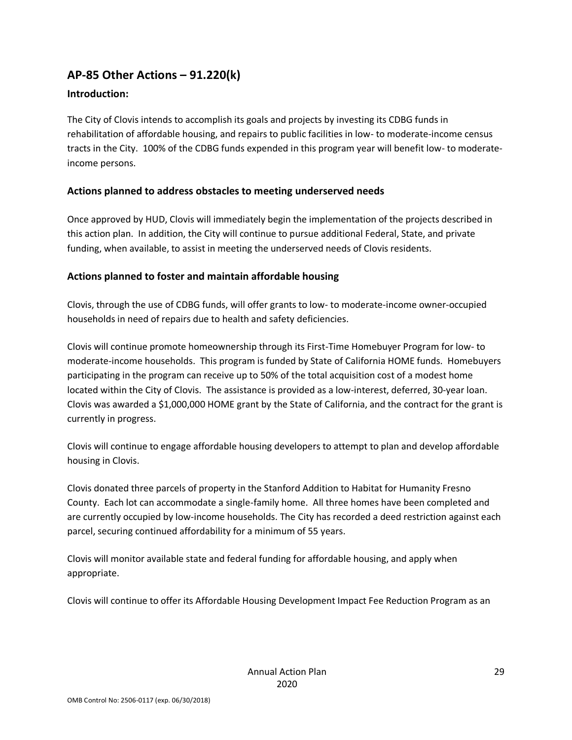## AP-85 Other Actions – 91.220(k)

### Introduction:

The City of Clovis intends to accomplish its goals and projects by investing its CDBG funds in rehabilitation of affordable housing, and repairs to public facilities in low- to moderate-income census tracts in the City. 100% of the CDBG funds expended in this program year will benefit low- to moderate-income persons.

### Actions planned to address obstacles to meeting underserved needs

Once approved by HUD, Clovis will immediately begin the implementation of the projects described in this action plan. In addition, the City will continue to pursue additional Federal, State, and private funding, when available, to assist in meeting the underserved needs of Clovis residents.

### Actions planned to foster and maintain affordable housing

Clovis, through the use of CDBG funds, will offer grants to low- to moderate-income owner-occupied households in need of repairs due to health and safety deficiencies.

Clovis will continue promote homeownership through its First-Time Homebuyer Program for low- to moderate-income households. This program is funded by State of California HOME funds. Homebuyers participating in the program can receive up to 50% of the total acquisition cost of a modest home located within the City of Clovis. The assistance is provided as a low-interest, deferred, 30-year loan. Clovis was awarded a $1,000,000 HOME grant by the State of California, and the contract for the grant is currently in progress.

Clovis will continue to engage affordable housing developers to attempt to plan and develop affordable housing in Clovis.

Clovis donated three parcels of property in the Stanford Addition to Habitat for Humanity Fresno County. Each lot can accommodate a single-family home. All three homes have been completed and are currently occupied by low-income households. The City has recorded a deed restriction against each parcel, securing continued affordability for a minimum of 55 years.

Clovis will monitor available state and federal funding for affordable housing, and apply when appropriate.

Clovis will continue to offer its Affordable Housing Development Impact Fee Reduction Program as an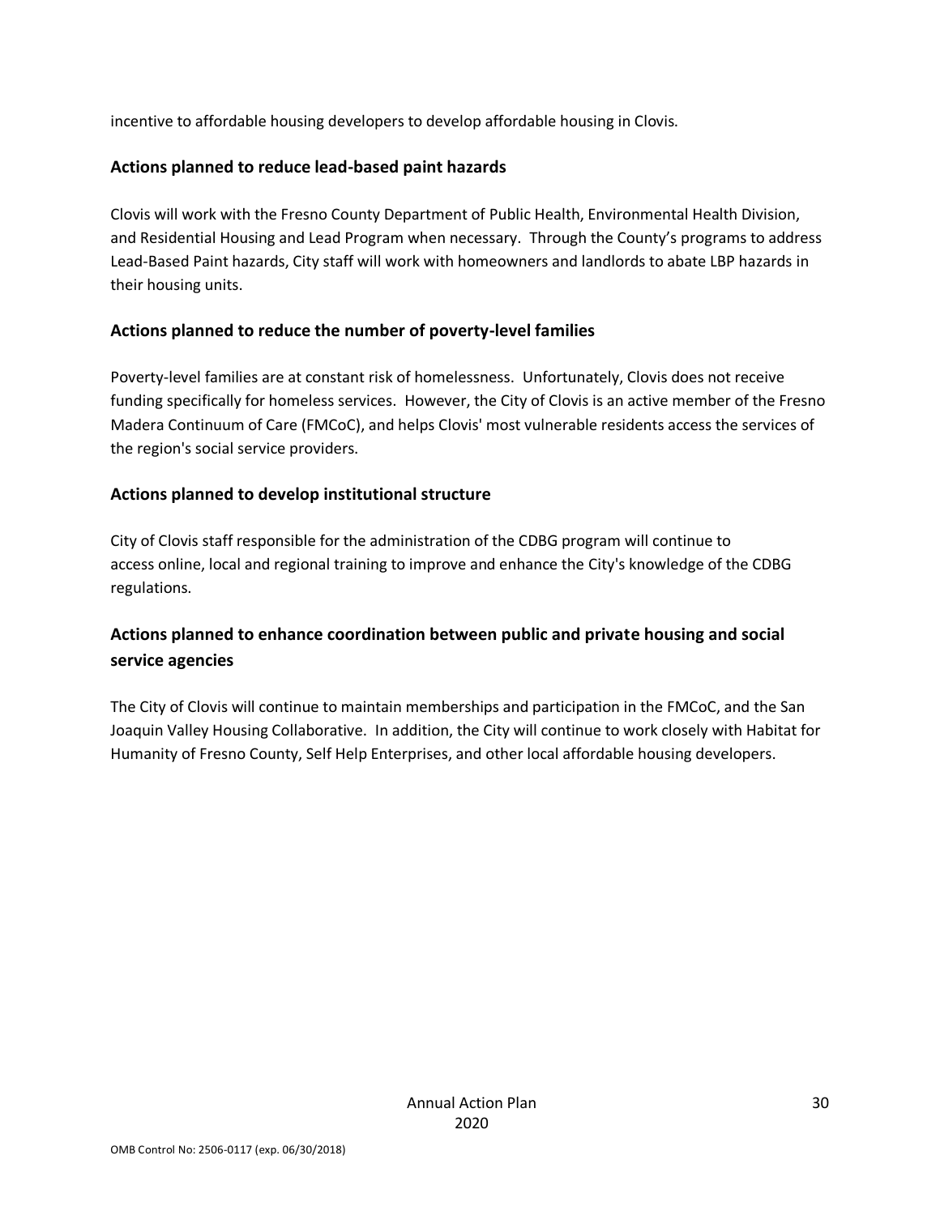incentive to affordable housing developers to develop affordable housing in Clovis.

## Actions planned to reduce lead-based paint hazards

Clovis will work with the Fresno County Department of Public Health, Environmental Health Division, and Residential Housing and Lead Program when necessary. Through the County's programs to address Lead-Based Paint hazards, City staff will work with homeowners and landlords to abate LBP hazards in their housing units.

## Actions planned to reduce the number of poverty-level families

Poverty-level families are at constant risk of homelessness. Unfortunately, Clovis does not receive funding specifically for homeless services. However, the City of Clovis is an active member of the Fresno Madera Continuum of Care (FMCoC), and helps Clovis' most vulnerable residents access the services of the region's social service providers.

## Actions planned to develop institutional structure

City of Clovis staff responsible for the administration of the CDBG program will continue to access online, local and regional training to improve and enhance the City's knowledge of the CDBG regulations.

## Actions planned to enhance coordination between public and private housing and social service agencies

The City of Clovis will continue to maintain memberships and participation in the FMCoC, and the San Joaquin Valley Housing Collaborative. In addition, the City will continue to work closely with Habitat for Humanity of Fresno County, Self Help Enterprises, and other local affordable housing developers.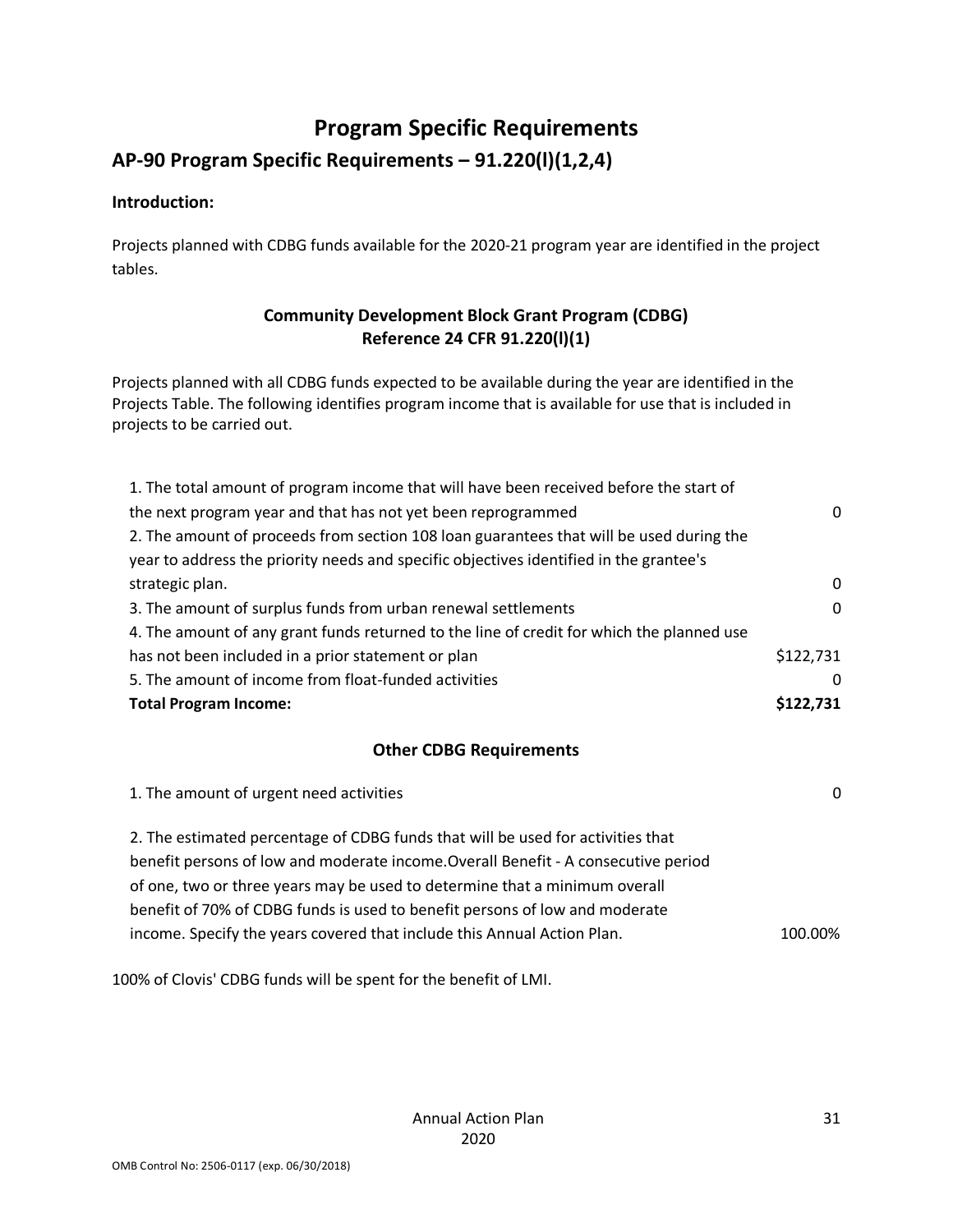# Program Specific Requirements

## AP-90 Program Specific Requirements – 91.220(l)(1,2,4)

**Introduction:**

Projects planned with CDBG funds available for the 2020-21 program year are identified in the project tables.

### Community Development Block Grant Program (CDBG)
### Reference 24 CFR 91.220(l)(1)

Projects planned with all CDBG funds expected to be available during the year are identified in the Projects Table. The following identifies program income that is available for use that is included in projects to be carried out.

| | |
|---|---|
| 1. The total amount of program income that will have been received before the start of the next program year and that has not yet been reprogrammed | 0 |
| 2. The amount of proceeds from section 108 loan guarantees that will be used during the year to address the priority needs and specific objectives identified in the grantee's strategic plan. | 0 |
| 3. The amount of surplus funds from urban renewal settlements | 0 |
| 4. The amount of any grant funds returned to the line of credit for which the planned use has not been included in a prior statement or plan | $122,731 |
| 5. The amount of income from float-funded activities | 0 |
| **Total Program Income:** | **$122,731** |

### Other CDBG Requirements

| | |
|---|---|
| 1. The amount of urgent need activities | 0 |
| 2. The estimated percentage of CDBG funds that will be used for activities that benefit persons of low and moderate income.Overall Benefit - A consecutive period of one, two or three years may be used to determine that a minimum overall benefit of 70% of CDBG funds is used to benefit persons of low and moderate income. Specify the years covered that include this Annual Action Plan. | 100.00% |

100% of Clovis' CDBG funds will be spent for the benefit of LMI.